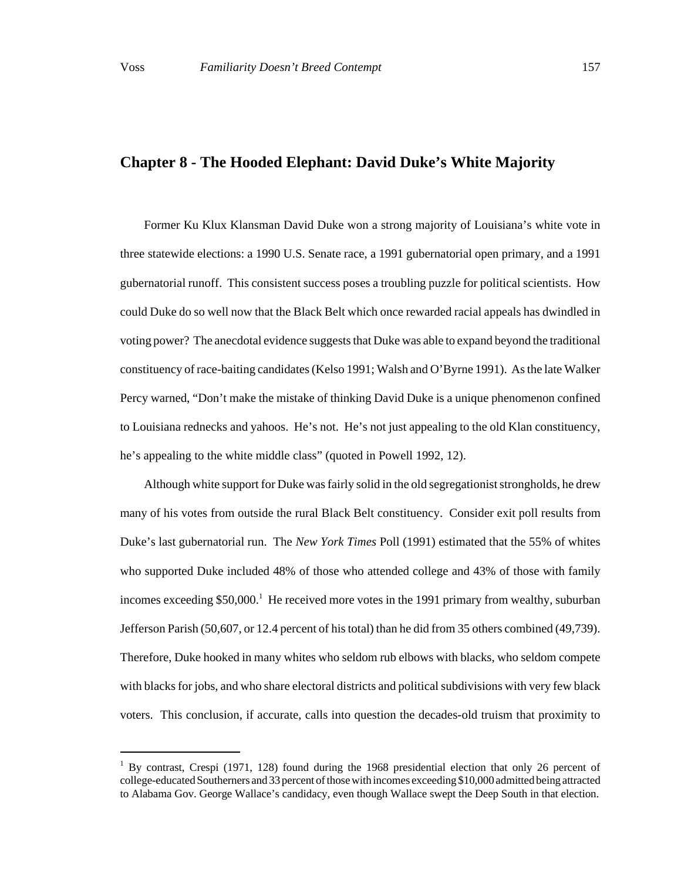## Chapter 8 - The Hooded Elephant: David Duke's White Majority

Former Ku Klux Klansman David Duke won a strong majority of Louisiana's white vote in three statewide elections: a 1990 U.S. Senate race, a 1991 gubernatorial open primary, and a 1991 gubernatorial runoff. This consistent success poses a troubling puzzle for political scientists. How could Duke do so well now that the Black Belt which once rewarded racial appeals has dwindled in voting power? The anecdotal evidence suggests that Duke was able to expand beyond the traditional constituency of race-baiting candidates (Kelso 1991; Walsh and O'Byrne 1991). As the late Walker Percy warned, "Don't make the mistake of thinking David Duke is a unique phenomenon confined to Louisiana rednecks and yahoos. He's not. He's not just appealing to the old Klan constituency, he's appealing to the white middle class" (quoted in Powell 1992, 12).

Although white support for Duke was fairly solid in the old segregationist strongholds, he drew many of his votes from outside the rural Black Belt constituency. Consider exit poll results from Duke's last gubernatorial run. The *New York Times* Poll (1991) estimated that the 55% of whites who supported Duke included 48% of those who attended college and 43% of those with family incomes exceeding $50,000.[1] He received more votes in the 1991 primary from wealthy, suburban Jefferson Parish (50,607, or 12.4 percent of his total) than he did from 35 others combined (49,739). Therefore, Duke hooked in many whites who seldom rub elbows with blacks, who seldom compete with blacks for jobs, and who share electoral districts and political subdivisions with very few black voters. This conclusion, if accurate, calls into question the decades-old truism that proximity to

[1] By contrast, Crespi (1971, 128) found during the 1968 presidential election that only 26 percent of college-educated Southerners and 33 percent of those with incomes exceeding $10,000 admitted being attracted to Alabama Gov. George Wallace's candidacy, even though Wallace swept the Deep South in that election.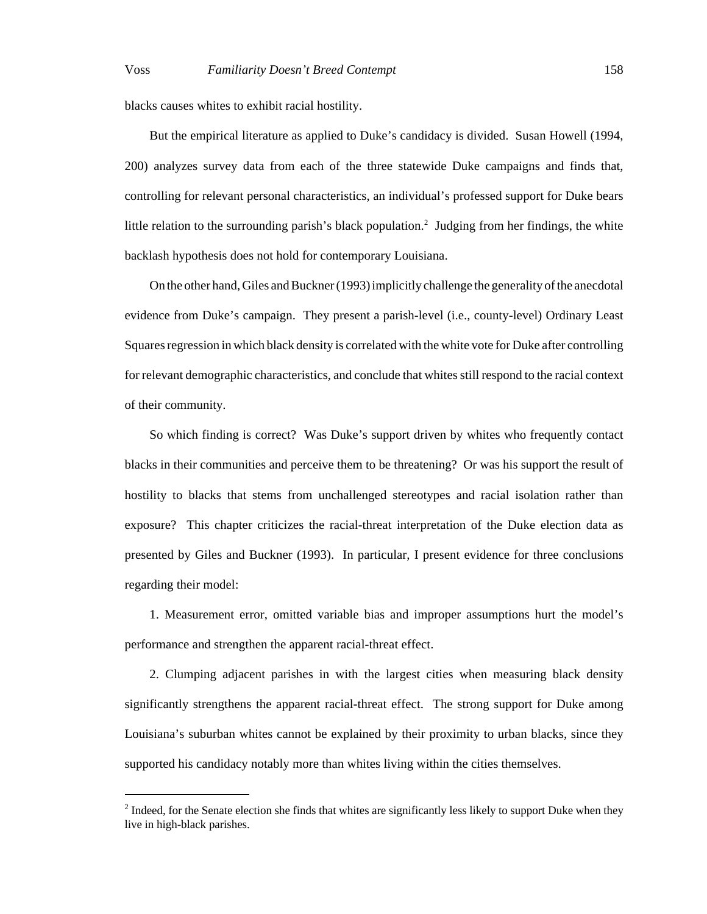blacks causes whites to exhibit racial hostility.

But the empirical literature as applied to Duke's candidacy is divided. Susan Howell (1994, 200) analyzes survey data from each of the three statewide Duke campaigns and finds that, controlling for relevant personal characteristics, an individual's professed support for Duke bears little relation to the surrounding parish's black population.[2] Judging from her findings, the white backlash hypothesis does not hold for contemporary Louisiana.

On the other hand, Giles and Buckner (1993) implicitly challenge the generality of the anecdotal evidence from Duke's campaign. They present a parish-level (i.e., county-level) Ordinary Least Squares regression in which black density is correlated with the white vote for Duke after controlling for relevant demographic characteristics, and conclude that whites still respond to the racial context of their community.

So which finding is correct? Was Duke's support driven by whites who frequently contact blacks in their communities and perceive them to be threatening? Or was his support the result of hostility to blacks that stems from unchallenged stereotypes and racial isolation rather than exposure? This chapter criticizes the racial-threat interpretation of the Duke election data as presented by Giles and Buckner (1993). In particular, I present evidence for three conclusions regarding their model:

1. Measurement error, omitted variable bias and improper assumptions hurt the model's performance and strengthen the apparent racial-threat effect.

2. Clumping adjacent parishes in with the largest cities when measuring black density significantly strengthens the apparent racial-threat effect. The strong support for Duke among Louisiana's suburban whites cannot be explained by their proximity to urban blacks, since they supported his candidacy notably more than whites living within the cities themselves.

---

[2] Indeed, for the Senate election she finds that whites are significantly less likely to support Duke when they live in high-black parishes.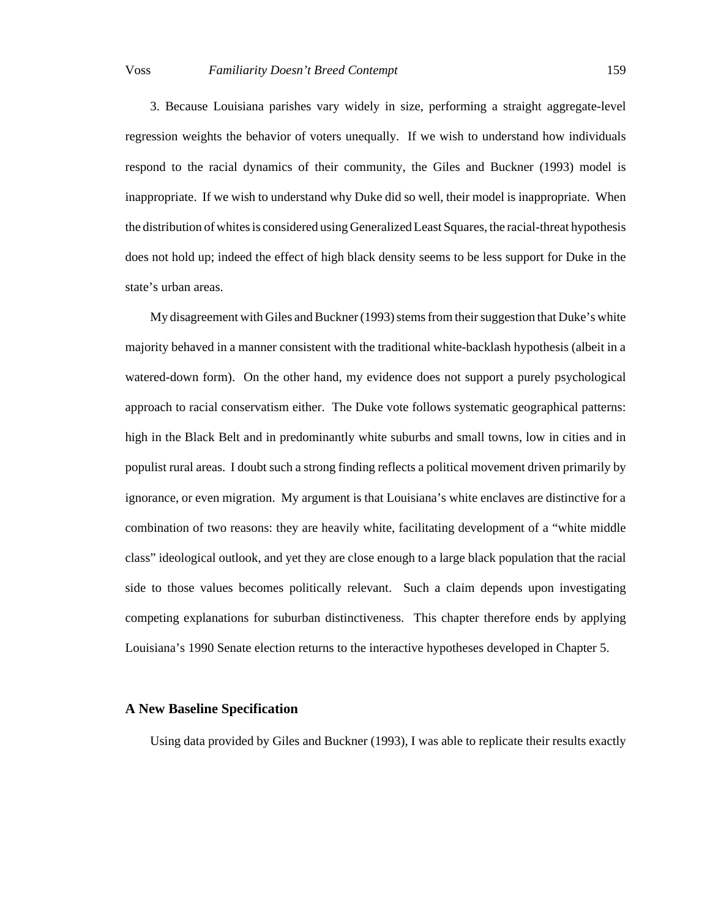3. Because Louisiana parishes vary widely in size, performing a straight aggregate-level regression weights the behavior of voters unequally. If we wish to understand how individuals respond to the racial dynamics of their community, the Giles and Buckner (1993) model is inappropriate. If we wish to understand why Duke did so well, their model is inappropriate. When the distribution of whites is considered using Generalized Least Squares, the racial-threat hypothesis does not hold up; indeed the effect of high black density seems to be less support for Duke in the state's urban areas.

My disagreement with Giles and Buckner (1993) stems from their suggestion that Duke's white majority behaved in a manner consistent with the traditional white-backlash hypothesis (albeit in a watered-down form). On the other hand, my evidence does not support a purely psychological approach to racial conservatism either. The Duke vote follows systematic geographical patterns: high in the Black Belt and in predominantly white suburbs and small towns, low in cities and in populist rural areas. I doubt such a strong finding reflects a political movement driven primarily by ignorance, or even migration. My argument is that Louisiana's white enclaves are distinctive for a combination of two reasons: they are heavily white, facilitating development of a "white middle class" ideological outlook, and yet they are close enough to a large black population that the racial side to those values becomes politically relevant. Such a claim depends upon investigating competing explanations for suburban distinctiveness. This chapter therefore ends by applying Louisiana's 1990 Senate election returns to the interactive hypotheses developed in Chapter 5.

### A New Baseline Specification

Using data provided by Giles and Buckner (1993), I was able to replicate their results exactly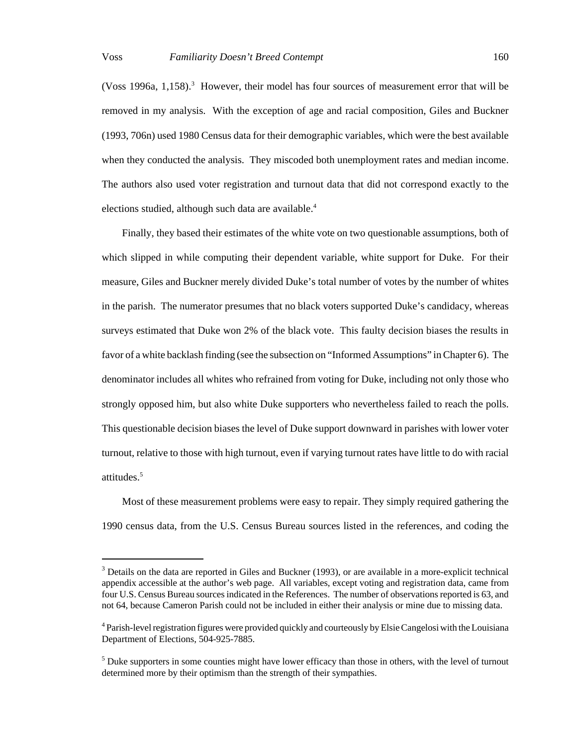(Voss 1996a, 1,158).[3] However, their model has four sources of measurement error that will be removed in my analysis. With the exception of age and racial composition, Giles and Buckner (1993, 706n) used 1980 Census data for their demographic variables, which were the best available when they conducted the analysis. They miscoded both unemployment rates and median income. The authors also used voter registration and turnout data that did not correspond exactly to the elections studied, although such data are available.[4]

Finally, they based their estimates of the white vote on two questionable assumptions, both of which slipped in while computing their dependent variable, white support for Duke. For their measure, Giles and Buckner merely divided Duke's total number of votes by the number of whites in the parish. The numerator presumes that no black voters supported Duke's candidacy, whereas surveys estimated that Duke won 2% of the black vote. This faulty decision biases the results in favor of a white backlash finding (see the subsection on "Informed Assumptions" in Chapter 6). The denominator includes all whites who refrained from voting for Duke, including not only those who strongly opposed him, but also white Duke supporters who nevertheless failed to reach the polls. This questionable decision biases the level of Duke support downward in parishes with lower voter turnout, relative to those with high turnout, even if varying turnout rates have little to do with racial attitudes.[5]

Most of these measurement problems were easy to repair. They simply required gathering the 1990 census data, from the U.S. Census Bureau sources listed in the references, and coding the

---

[3] Details on the data are reported in Giles and Buckner (1993), or are available in a more-explicit technical appendix accessible at the author's web page. All variables, except voting and registration data, came from four U.S. Census Bureau sources indicated in the References. The number of observations reported is 63, and not 64, because Cameron Parish could not be included in either their analysis or mine due to missing data.

[4] Parish-level registration figures were provided quickly and courteously by Elsie Cangelosi with the Louisiana Department of Elections, 504-925-7885.

[5] Duke supporters in some counties might have lower efficacy than those in others, with the level of turnout determined more by their optimism than the strength of their sympathies.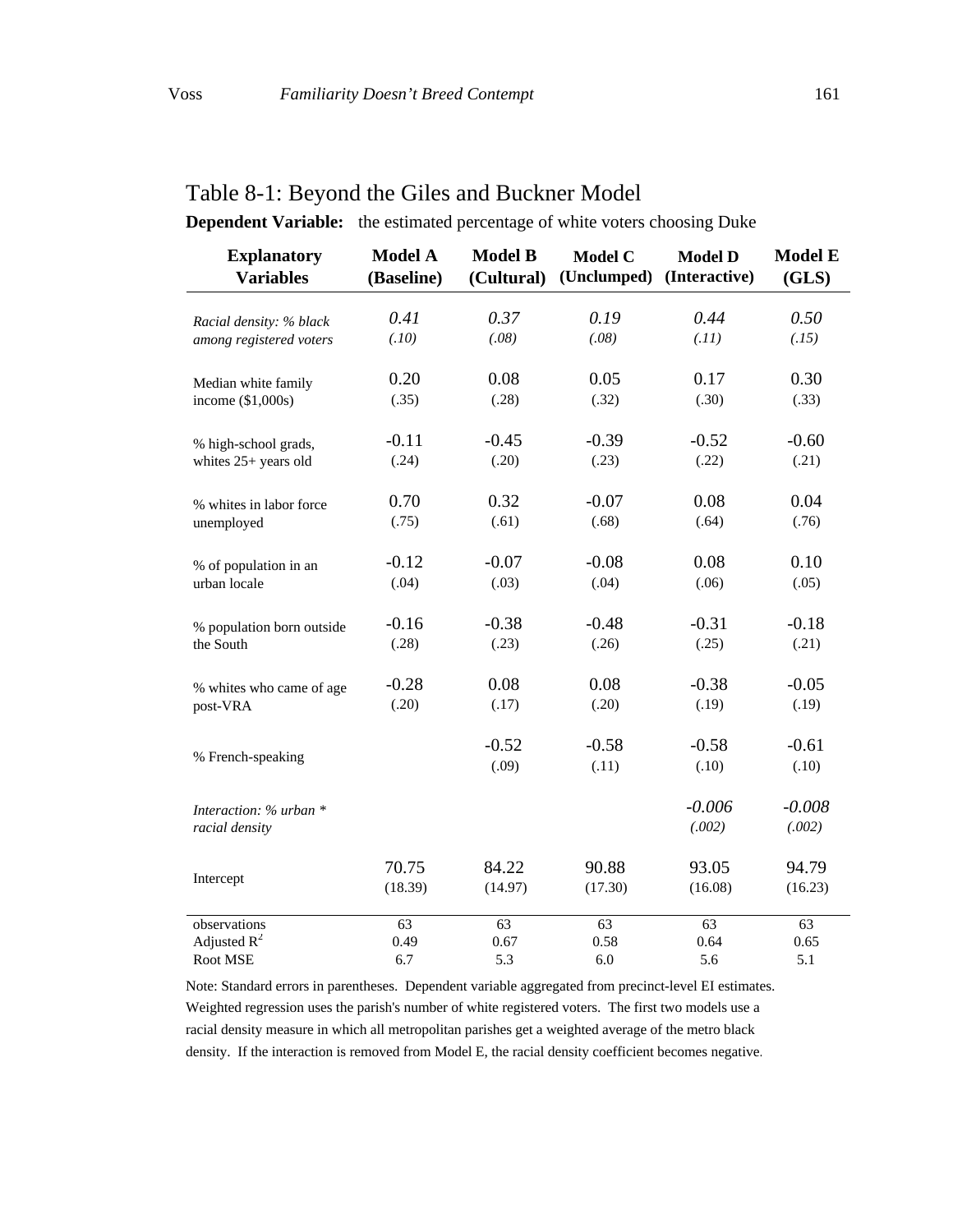## Table 8-1: Beyond the Giles and Buckner Model

**Dependent Variable:** the estimated percentage of white voters choosing Duke

| Explanatory Variables | Model A (Baseline) | Model B (Cultural) | Model C (Unclumped) | Model D (Interactive) | Model E (GLS) |
|---|---|---|---|---|---|
| *Racial density: % black among registered voters* | *0.41* *(.10)* | *0.37* *(.08)* | *0.19* *(.08)* | *0.44* *(.11)* | *0.50* *(.15)* |
| Median white family income ($1,000s) | 0.20 (.35) | 0.08 (.28) | 0.05 (.32) | 0.17 (.30) | 0.30 (.33) |
| % high-school grads, whites 25+ years old | -0.11 (.24) | -0.45 (.20) | -0.39 (.23) | -0.52 (.22) | -0.60 (.21) |
| % whites in labor force unemployed | 0.70 (.75) | 0.32 (.61) | -0.07 (.68) | 0.08 (.64) | 0.04 (.76) |
| % of population in an urban locale | -0.12 (.04) | -0.07 (.03) | -0.08 (.04) | 0.08 (.06) | 0.10 (.05) |
| % population born outside the South | -0.16 (.28) | -0.38 (.23) | -0.48 (.26) | -0.31 (.25) | -0.18 (.21) |
| % whites who came of age post-VRA | -0.28 (.20) | 0.08 (.17) | 0.08 (.20) | -0.38 (.19) | -0.05 (.19) |
| % French-speaking | | -0.52 (.09) | -0.58 (.11) | -0.58 (.10) | -0.61 (.10) |
| *Interaction: % urban * racial density* | | | | *-0.006* *(.002)* | *-0.008* *(.002)* |
| Intercept | 70.75 (18.39) | 84.22 (14.97) | 90.88 (17.30) | 93.05 (16.08) | 94.79 (16.23) |
| observations | 63 | 63 | 63 | 63 | 63 |
| Adjusted $R^2$ | 0.49 | 0.67 | 0.58 | 0.64 | 0.65 |
| Root MSE | 6.7 | 5.3 | 6.0 | 5.6 | 5.1 |

Note: Standard errors in parentheses. Dependent variable aggregated from precinct-level EI estimates. Weighted regression uses the parish's number of white registered voters. The first two models use a racial density measure in which all metropolitan parishes get a weighted average of the metro black density. If the interaction is removed from Model E, the racial density coefficient becomes negative.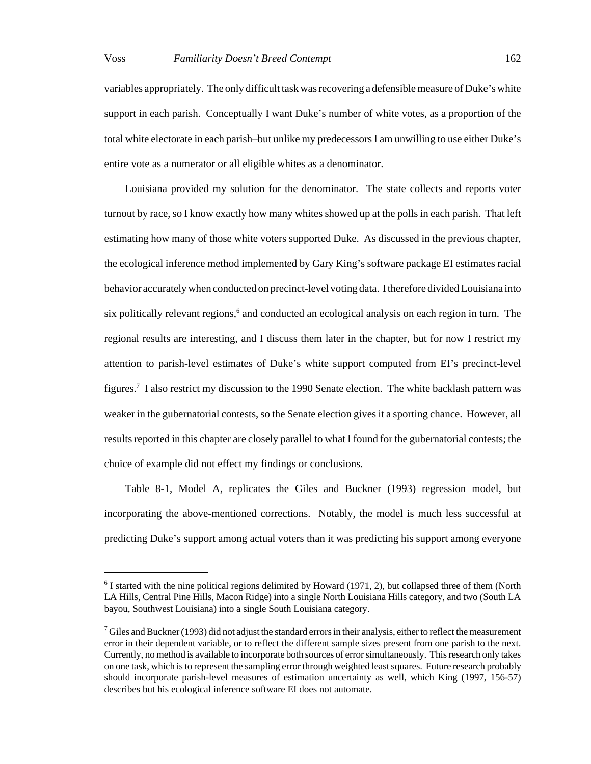variables appropriately. The only difficult task was recovering a defensible measure of Duke's white support in each parish. Conceptually I want Duke's number of white votes, as a proportion of the total white electorate in each parish–but unlike my predecessors I am unwilling to use either Duke's entire vote as a numerator or all eligible whites as a denominator.

Louisiana provided my solution for the denominator. The state collects and reports voter turnout by race, so I know exactly how many whites showed up at the polls in each parish. That left estimating how many of those white voters supported Duke. As discussed in the previous chapter, the ecological inference method implemented by Gary King's software package EI estimates racial behavior accurately when conducted on precinct-level voting data. I therefore divided Louisiana into six politically relevant regions,[6] and conducted an ecological analysis on each region in turn. The regional results are interesting, and I discuss them later in the chapter, but for now I restrict my attention to parish-level estimates of Duke's white support computed from EI's precinct-level figures.[7] I also restrict my discussion to the 1990 Senate election. The white backlash pattern was weaker in the gubernatorial contests, so the Senate election gives it a sporting chance. However, all results reported in this chapter are closely parallel to what I found for the gubernatorial contests; the choice of example did not effect my findings or conclusions.

Table 8-1, Model A, replicates the Giles and Buckner (1993) regression model, but incorporating the above-mentioned corrections. Notably, the model is much less successful at predicting Duke's support among actual voters than it was predicting his support among everyone

---

[6] I started with the nine political regions delimited by Howard (1971, 2), but collapsed three of them (North LA Hills, Central Pine Hills, Macon Ridge) into a single North Louisiana Hills category, and two (South LA bayou, Southwest Louisiana) into a single South Louisiana category.

[7] Giles and Buckner (1993) did not adjust the standard errors in their analysis, either to reflect the measurement error in their dependent variable, or to reflect the different sample sizes present from one parish to the next. Currently, no method is available to incorporate both sources of error simultaneously. This research only takes on one task, which is to represent the sampling error through weighted least squares. Future research probably should incorporate parish-level measures of estimation uncertainty as well, which King (1997, 156-57) describes but his ecological inference software EI does not automate.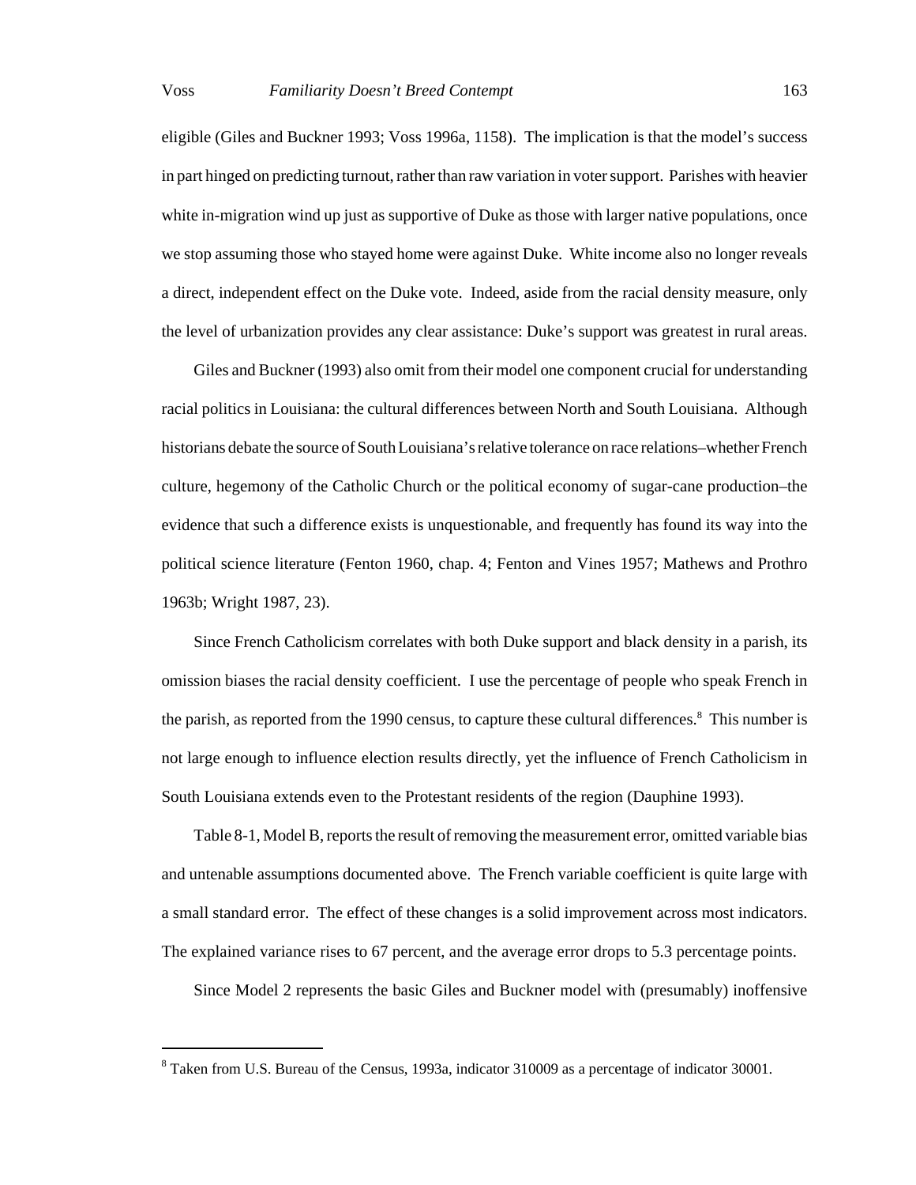eligible (Giles and Buckner 1993; Voss 1996a, 1158). The implication is that the model's success in part hinged on predicting turnout, rather than raw variation in voter support. Parishes with heavier white in-migration wind up just as supportive of Duke as those with larger native populations, once we stop assuming those who stayed home were against Duke. White income also no longer reveals a direct, independent effect on the Duke vote. Indeed, aside from the racial density measure, only the level of urbanization provides any clear assistance: Duke's support was greatest in rural areas.

Giles and Buckner (1993) also omit from their model one component crucial for understanding racial politics in Louisiana: the cultural differences between North and South Louisiana. Although historians debate the source of South Louisiana's relative tolerance on race relations–whether French culture, hegemony of the Catholic Church or the political economy of sugar-cane production–the evidence that such a difference exists is unquestionable, and frequently has found its way into the political science literature (Fenton 1960, chap. 4; Fenton and Vines 1957; Mathews and Prothro 1963b; Wright 1987, 23).

Since French Catholicism correlates with both Duke support and black density in a parish, its omission biases the racial density coefficient. I use the percentage of people who speak French in the parish, as reported from the 1990 census, to capture these cultural differences.[8] This number is not large enough to influence election results directly, yet the influence of French Catholicism in South Louisiana extends even to the Protestant residents of the region (Dauphine 1993).

Table 8-1, Model B, reports the result of removing the measurement error, omitted variable bias and untenable assumptions documented above. The French variable coefficient is quite large with a small standard error. The effect of these changes is a solid improvement across most indicators. The explained variance rises to 67 percent, and the average error drops to 5.3 percentage points.

Since Model 2 represents the basic Giles and Buckner model with (presumably) inoffensive

---

[8] Taken from U.S. Bureau of the Census, 1993a, indicator 310009 as a percentage of indicator 30001.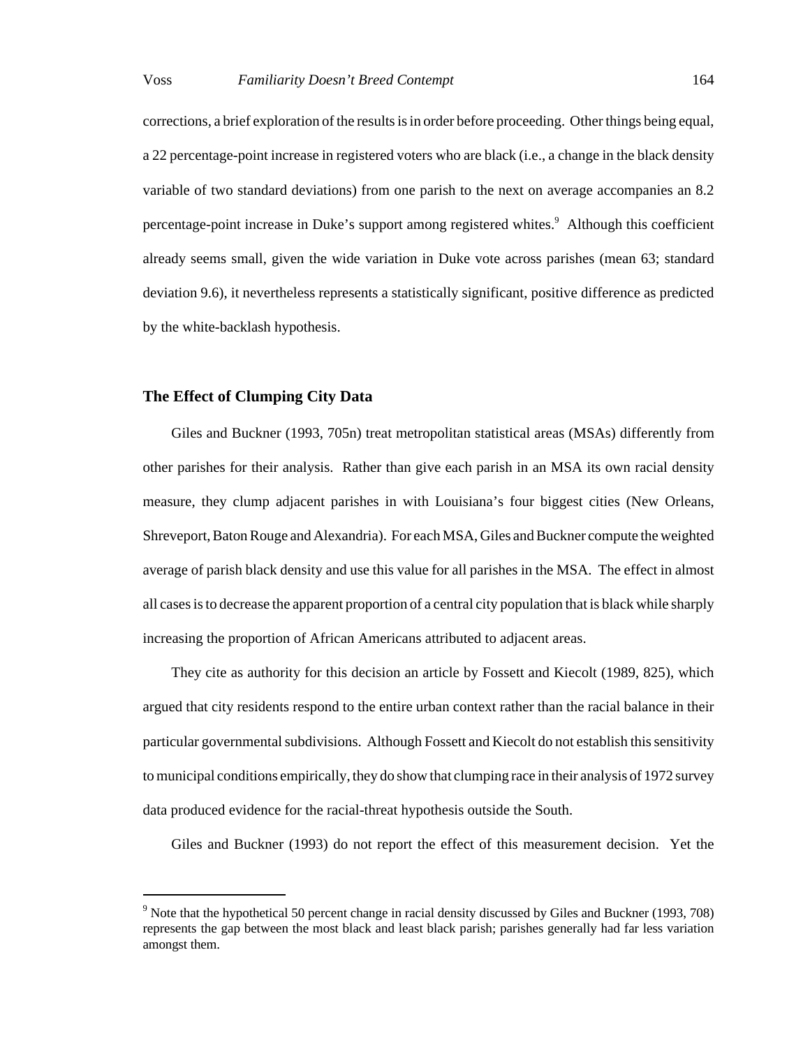corrections, a brief exploration of the results is in order before proceeding. Other things being equal, a 22 percentage-point increase in registered voters who are black (i.e., a change in the black density variable of two standard deviations) from one parish to the next on average accompanies an 8.2 percentage-point increase in Duke's support among registered whites.[9] Although this coefficient already seems small, given the wide variation in Duke vote across parishes (mean 63; standard deviation 9.6), it nevertheless represents a statistically significant, positive difference as predicted by the white-backlash hypothesis.

### The Effect of Clumping City Data

Giles and Buckner (1993, 705n) treat metropolitan statistical areas (MSAs) differently from other parishes for their analysis. Rather than give each parish in an MSA its own racial density measure, they clump adjacent parishes in with Louisiana's four biggest cities (New Orleans, Shreveport, Baton Rouge and Alexandria). For each MSA, Giles and Buckner compute the weighted average of parish black density and use this value for all parishes in the MSA. The effect in almost all cases is to decrease the apparent proportion of a central city population that is black while sharply increasing the proportion of African Americans attributed to adjacent areas.

They cite as authority for this decision an article by Fossett and Kiecolt (1989, 825), which argued that city residents respond to the entire urban context rather than the racial balance in their particular governmental subdivisions. Although Fossett and Kiecolt do not establish this sensitivity to municipal conditions empirically, they do show that clumping race in their analysis of 1972 survey data produced evidence for the racial-threat hypothesis outside the South.

Giles and Buckner (1993) do not report the effect of this measurement decision. Yet the

---

[9] Note that the hypothetical 50 percent change in racial density discussed by Giles and Buckner (1993, 708) represents the gap between the most black and least black parish; parishes generally had far less variation amongst them.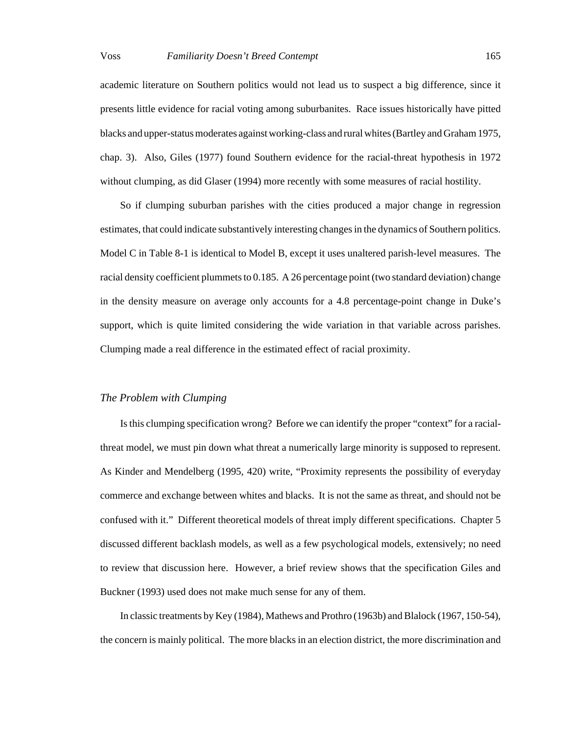academic literature on Southern politics would not lead us to suspect a big difference, since it presents little evidence for racial voting among suburbanites. Race issues historically have pitted blacks and upper-status moderates against working-class and rural whites (Bartley and Graham 1975, chap. 3). Also, Giles (1977) found Southern evidence for the racial-threat hypothesis in 1972 without clumping, as did Glaser (1994) more recently with some measures of racial hostility.

So if clumping suburban parishes with the cities produced a major change in regression estimates, that could indicate substantively interesting changes in the dynamics of Southern politics. Model C in Table 8-1 is identical to Model B, except it uses unaltered parish-level measures. The racial density coefficient plummets to 0.185. A 26 percentage point (two standard deviation) change in the density measure on average only accounts for a 4.8 percentage-point change in Duke's support, which is quite limited considering the wide variation in that variable across parishes. Clumping made a real difference in the estimated effect of racial proximity.

### *The Problem with Clumping*

Is this clumping specification wrong? Before we can identify the proper "context" for a racial-threat model, we must pin down what threat a numerically large minority is supposed to represent. As Kinder and Mendelberg (1995, 420) write, "Proximity represents the possibility of everyday commerce and exchange between whites and blacks. It is not the same as threat, and should not be confused with it." Different theoretical models of threat imply different specifications. Chapter 5 discussed different backlash models, as well as a few psychological models, extensively; no need to review that discussion here. However, a brief review shows that the specification Giles and Buckner (1993) used does not make much sense for any of them.

In classic treatments by Key (1984), Mathews and Prothro (1963b) and Blalock (1967, 150-54), the concern is mainly political. The more blacks in an election district, the more discrimination and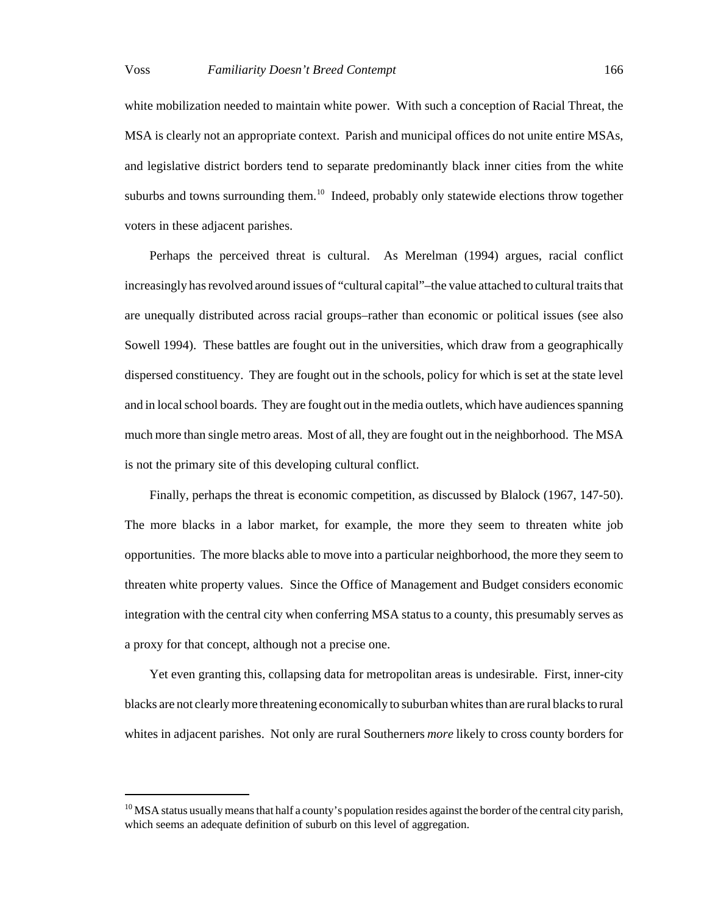white mobilization needed to maintain white power. With such a conception of Racial Threat, the MSA is clearly not an appropriate context. Parish and municipal offices do not unite entire MSAs, and legislative district borders tend to separate predominantly black inner cities from the white suburbs and towns surrounding them.[10] Indeed, probably only statewide elections throw together voters in these adjacent parishes.

Perhaps the perceived threat is cultural. As Merelman (1994) argues, racial conflict increasingly has revolved around issues of "cultural capital"–the value attached to cultural traits that are unequally distributed across racial groups–rather than economic or political issues (see also Sowell 1994). These battles are fought out in the universities, which draw from a geographically dispersed constituency. They are fought out in the schools, policy for which is set at the state level and in local school boards. They are fought out in the media outlets, which have audiences spanning much more than single metro areas. Most of all, they are fought out in the neighborhood. The MSA is not the primary site of this developing cultural conflict.

Finally, perhaps the threat is economic competition, as discussed by Blalock (1967, 147-50). The more blacks in a labor market, for example, the more they seem to threaten white job opportunities. The more blacks able to move into a particular neighborhood, the more they seem to threaten white property values. Since the Office of Management and Budget considers economic integration with the central city when conferring MSA status to a county, this presumably serves as a proxy for that concept, although not a precise one.

Yet even granting this, collapsing data for metropolitan areas is undesirable. First, inner-city blacks are not clearly more threatening economically to suburban whites than are rural blacks to rural whites in adjacent parishes. Not only are rural Southerners *more* likely to cross county borders for

---

[10] MSA status usually means that half a county's population resides against the border of the central city parish, which seems an adequate definition of suburb on this level of aggregation.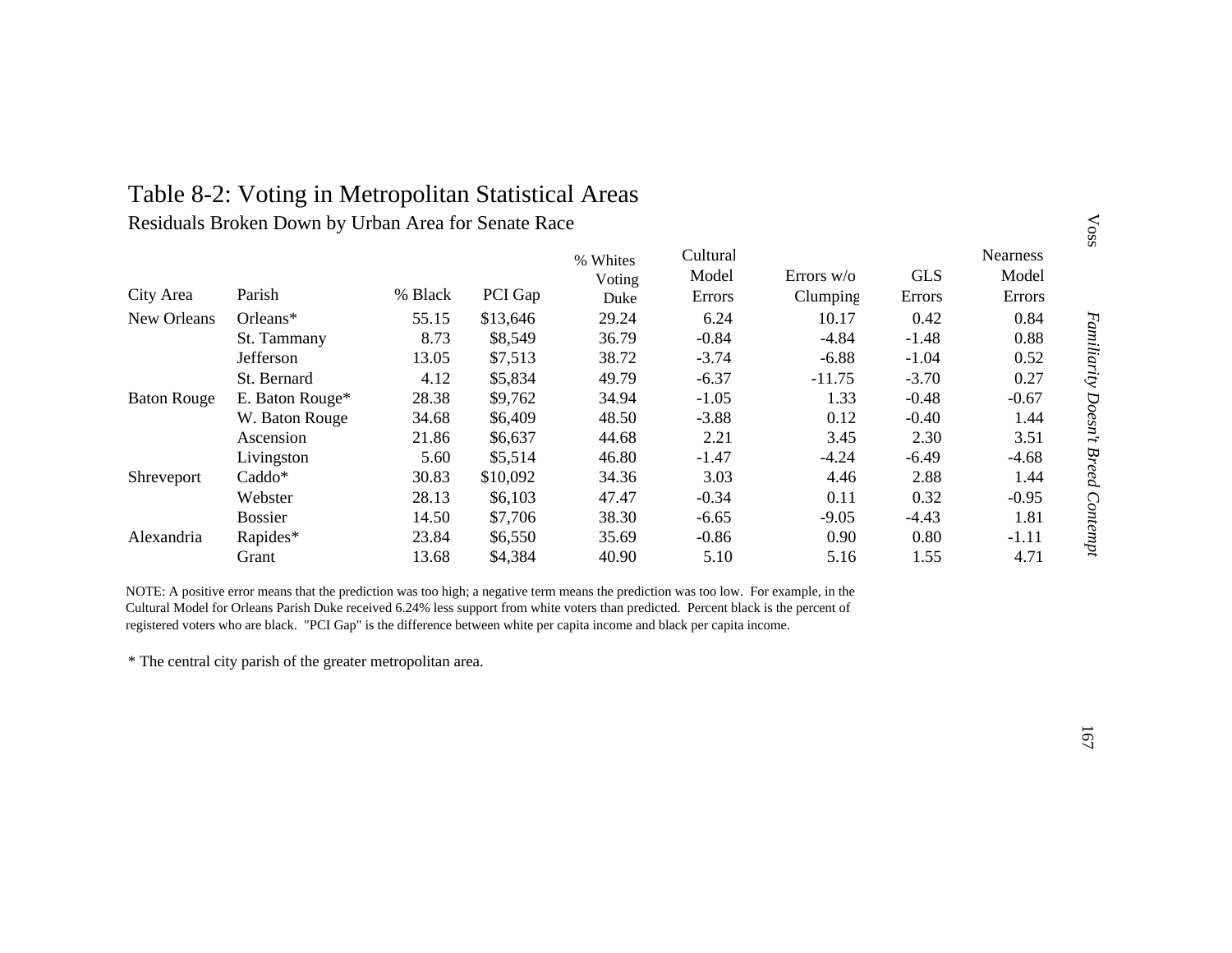# Table 8-2: Voting in Metropolitan Statistical Areas

Residuals Broken Down by Urban Area for Senate Race

| City Area | Parish | % Black | PCI Gap | % Whites Voting Duke | Cultural Model Errors | Errors w/o Clumping | GLS Errors | Nearness Model Errors |
|---|---|---|---|---|---|---|---|---|
| New Orleans | Orleans* | 55.15 | $13,646 | 29.24 | 6.24 | 10.17 | 0.42 | 0.84 |
| | St. Tammany | 8.73 | $8,549 | 36.79 | -0.84 | -4.84 | -1.48 | 0.88 |
| | Jefferson | 13.05 | $7,513 | 38.72 | -3.74 | -6.88 | -1.04 | 0.52 |
| | St. Bernard | 4.12 | $5,834 | 49.79 | -6.37 | -11.75 | -3.70 | 0.27 |
| Baton Rouge | E. Baton Rouge* | 28.38 | $9,762 | 34.94 | -1.05 | 1.33 | -0.48 | -0.67 |
| | W. Baton Rouge | 34.68 | $6,409 | 48.50 | -3.88 | 0.12 | -0.40 | 1.44 |
| | Ascension | 21.86 | $6,637 | 44.68 | 2.21 | 3.45 | 2.30 | 3.51 |
| | Livingston | 5.60 | $5,514 | 46.80 | -1.47 | -4.24 | -6.49 | -4.68 |
| Shreveport | Caddo* | 30.83 | $10,092 | 34.36 | 3.03 | 4.46 | 2.88 | 1.44 |
| | Webster | 28.13 | $6,103 | 47.47 | -0.34 | 0.11 | 0.32 | -0.95 |
| | Bossier | 14.50 | $7,706 | 38.30 | -6.65 | -9.05 | -4.43 | 1.81 |
| Alexandria | Rapides* | 23.84 | $6,550 | 35.69 | -0.86 | 0.90 | 0.80 | -1.11 |
| | Grant | 13.68 | $4,384 | 40.90 | 5.10 | 5.16 | 1.55 | 4.71 |

NOTE: A positive error means that the prediction was too high; a negative term means the prediction was too low. For example, in the Cultural Model for Orleans Parish Duke received 6.24% less support from white voters than predicted. Percent black is the percent of registered voters who are black. "PCI Gap" is the difference between white per capita income and black per capita income.

\* The central city parish of the greater metropolitan area.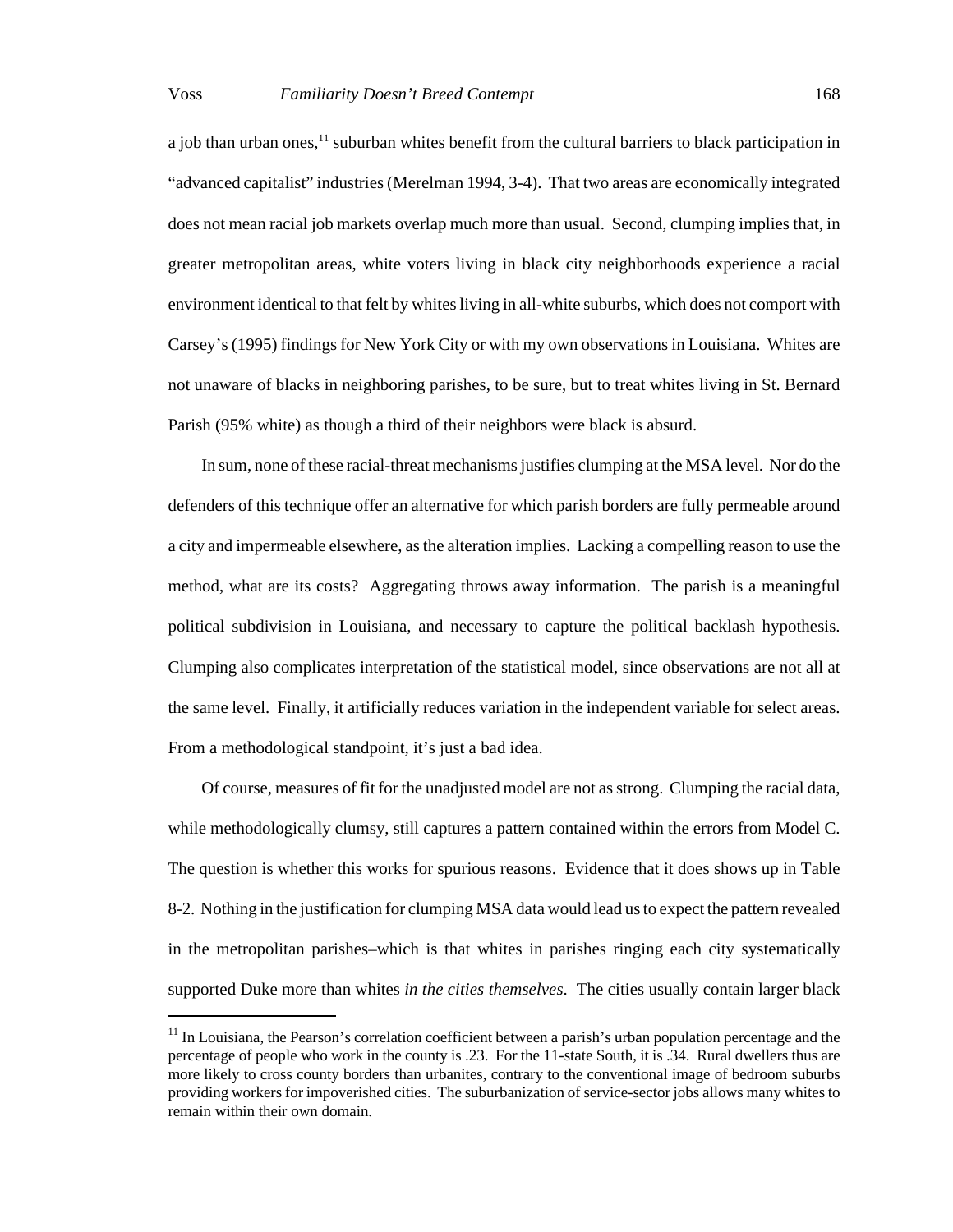a job than urban ones,[11] suburban whites benefit from the cultural barriers to black participation in "advanced capitalist" industries (Merelman 1994, 3-4). That two areas are economically integrated does not mean racial job markets overlap much more than usual. Second, clumping implies that, in greater metropolitan areas, white voters living in black city neighborhoods experience a racial environment identical to that felt by whites living in all-white suburbs, which does not comport with Carsey's (1995) findings for New York City or with my own observations in Louisiana. Whites are not unaware of blacks in neighboring parishes, to be sure, but to treat whites living in St. Bernard Parish (95% white) as though a third of their neighbors were black is absurd.

In sum, none of these racial-threat mechanisms justifies clumping at the MSA level. Nor do the defenders of this technique offer an alternative for which parish borders are fully permeable around a city and impermeable elsewhere, as the alteration implies. Lacking a compelling reason to use the method, what are its costs? Aggregating throws away information. The parish is a meaningful political subdivision in Louisiana, and necessary to capture the political backlash hypothesis. Clumping also complicates interpretation of the statistical model, since observations are not all at the same level. Finally, it artificially reduces variation in the independent variable for select areas. From a methodological standpoint, it's just a bad idea.

Of course, measures of fit for the unadjusted model are not as strong. Clumping the racial data, while methodologically clumsy, still captures a pattern contained within the errors from Model C. The question is whether this works for spurious reasons. Evidence that it does shows up in Table 8-2. Nothing in the justification for clumping MSA data would lead us to expect the pattern revealed in the metropolitan parishes–which is that whites in parishes ringing each city systematically supported Duke more than whites *in the cities themselves*. The cities usually contain larger black

[11] In Louisiana, the Pearson's correlation coefficient between a parish's urban population percentage and the percentage of people who work in the county is .23. For the 11-state South, it is .34. Rural dwellers thus are more likely to cross county borders than urbanites, contrary to the conventional image of bedroom suburbs providing workers for impoverished cities. The suburbanization of service-sector jobs allows many whites to remain within their own domain.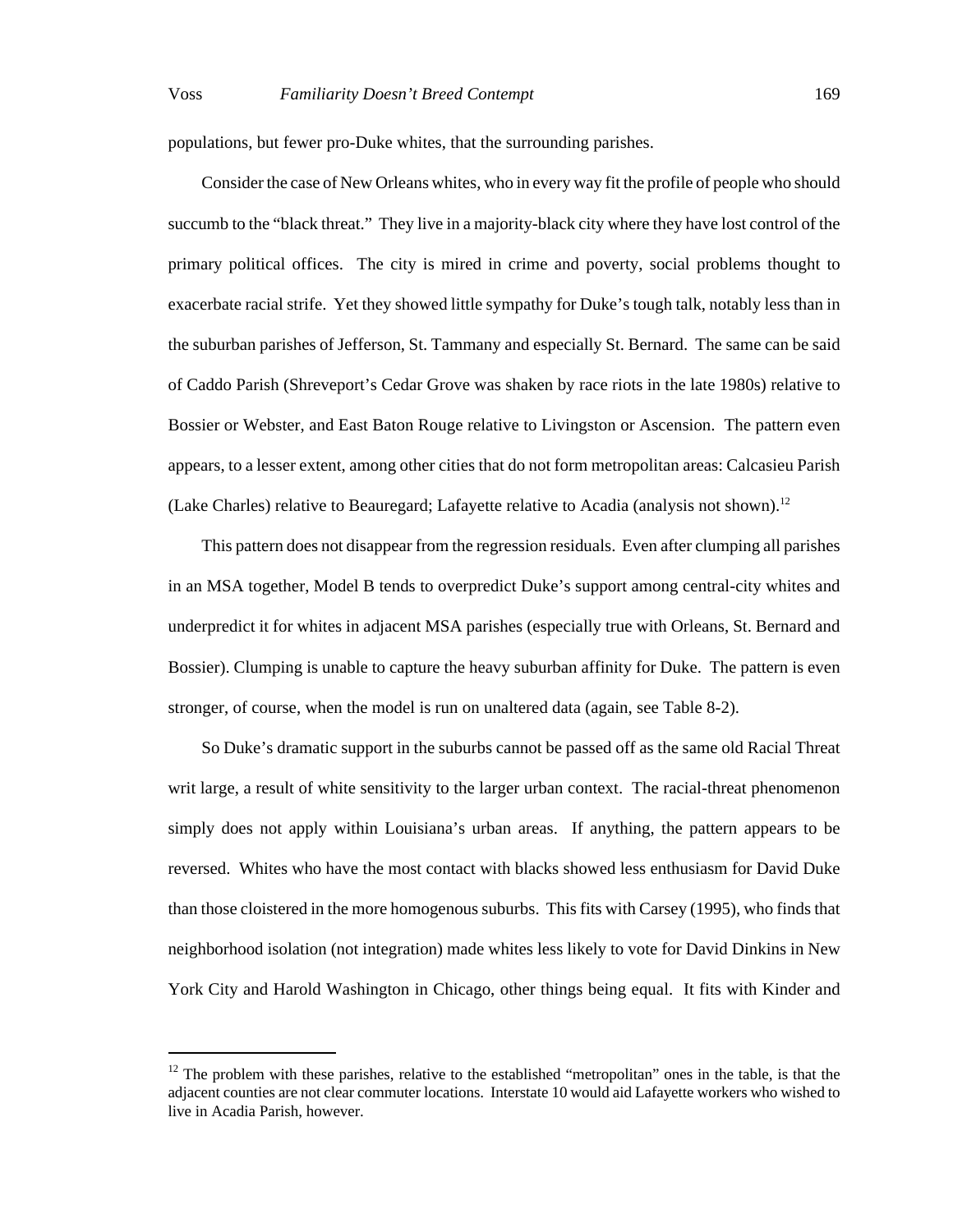populations, but fewer pro-Duke whites, that the surrounding parishes.

Consider the case of New Orleans whites, who in every way fit the profile of people who should succumb to the "black threat." They live in a majority-black city where they have lost control of the primary political offices. The city is mired in crime and poverty, social problems thought to exacerbate racial strife. Yet they showed little sympathy for Duke's tough talk, notably less than in the suburban parishes of Jefferson, St. Tammany and especially St. Bernard. The same can be said of Caddo Parish (Shreveport's Cedar Grove was shaken by race riots in the late 1980s) relative to Bossier or Webster, and East Baton Rouge relative to Livingston or Ascension. The pattern even appears, to a lesser extent, among other cities that do not form metropolitan areas: Calcasieu Parish (Lake Charles) relative to Beauregard; Lafayette relative to Acadia (analysis not shown).[12]

This pattern does not disappear from the regression residuals. Even after clumping all parishes in an MSA together, Model B tends to overpredict Duke's support among central-city whites and underpredict it for whites in adjacent MSA parishes (especially true with Orleans, St. Bernard and Bossier). Clumping is unable to capture the heavy suburban affinity for Duke. The pattern is even stronger, of course, when the model is run on unaltered data (again, see Table 8-2).

So Duke's dramatic support in the suburbs cannot be passed off as the same old Racial Threat writ large, a result of white sensitivity to the larger urban context. The racial-threat phenomenon simply does not apply within Louisiana's urban areas. If anything, the pattern appears to be reversed. Whites who have the most contact with blacks showed less enthusiasm for David Duke than those cloistered in the more homogenous suburbs. This fits with Carsey (1995), who finds that neighborhood isolation (not integration) made whites less likely to vote for David Dinkins in New York City and Harold Washington in Chicago, other things being equal. It fits with Kinder and

[12] The problem with these parishes, relative to the established "metropolitan" ones in the table, is that the adjacent counties are not clear commuter locations. Interstate 10 would aid Lafayette workers who wished to live in Acadia Parish, however.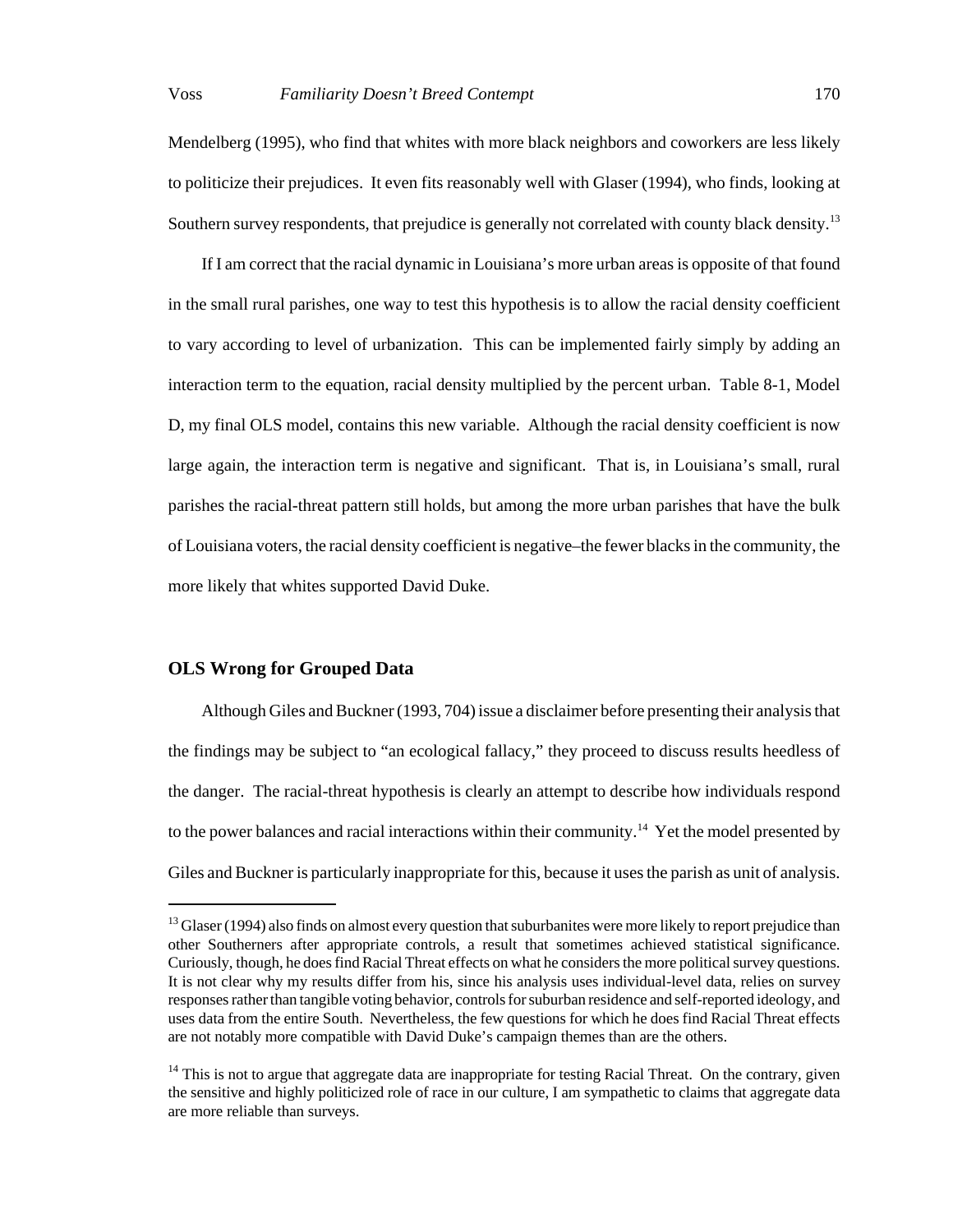Mendelberg (1995), who find that whites with more black neighbors and coworkers are less likely to politicize their prejudices. It even fits reasonably well with Glaser (1994), who finds, looking at Southern survey respondents, that prejudice is generally not correlated with county black density.[13]

If I am correct that the racial dynamic in Louisiana's more urban areas is opposite of that found in the small rural parishes, one way to test this hypothesis is to allow the racial density coefficient to vary according to level of urbanization. This can be implemented fairly simply by adding an interaction term to the equation, racial density multiplied by the percent urban. Table 8-1, Model D, my final OLS model, contains this new variable. Although the racial density coefficient is now large again, the interaction term is negative and significant. That is, in Louisiana's small, rural parishes the racial-threat pattern still holds, but among the more urban parishes that have the bulk of Louisiana voters, the racial density coefficient is negative–the fewer blacks in the community, the more likely that whites supported David Duke.

## OLS Wrong for Grouped Data

Although Giles and Buckner (1993, 704) issue a disclaimer before presenting their analysis that the findings may be subject to "an ecological fallacy," they proceed to discuss results heedless of the danger. The racial-threat hypothesis is clearly an attempt to describe how individuals respond to the power balances and racial interactions within their community.[14] Yet the model presented by Giles and Buckner is particularly inappropriate for this, because it uses the parish as unit of analysis.

---

[13] Glaser (1994) also finds on almost every question that suburbanites were more likely to report prejudice than other Southerners after appropriate controls, a result that sometimes achieved statistical significance. Curiously, though, he does find Racial Threat effects on what he considers the more political survey questions. It is not clear why my results differ from his, since his analysis uses individual-level data, relies on survey responses rather than tangible voting behavior, controls for suburban residence and self-reported ideology, and uses data from the entire South. Nevertheless, the few questions for which he does find Racial Threat effects are not notably more compatible with David Duke's campaign themes than are the others.

[14] This is not to argue that aggregate data are inappropriate for testing Racial Threat. On the contrary, given the sensitive and highly politicized role of race in our culture, I am sympathetic to claims that aggregate data are more reliable than surveys.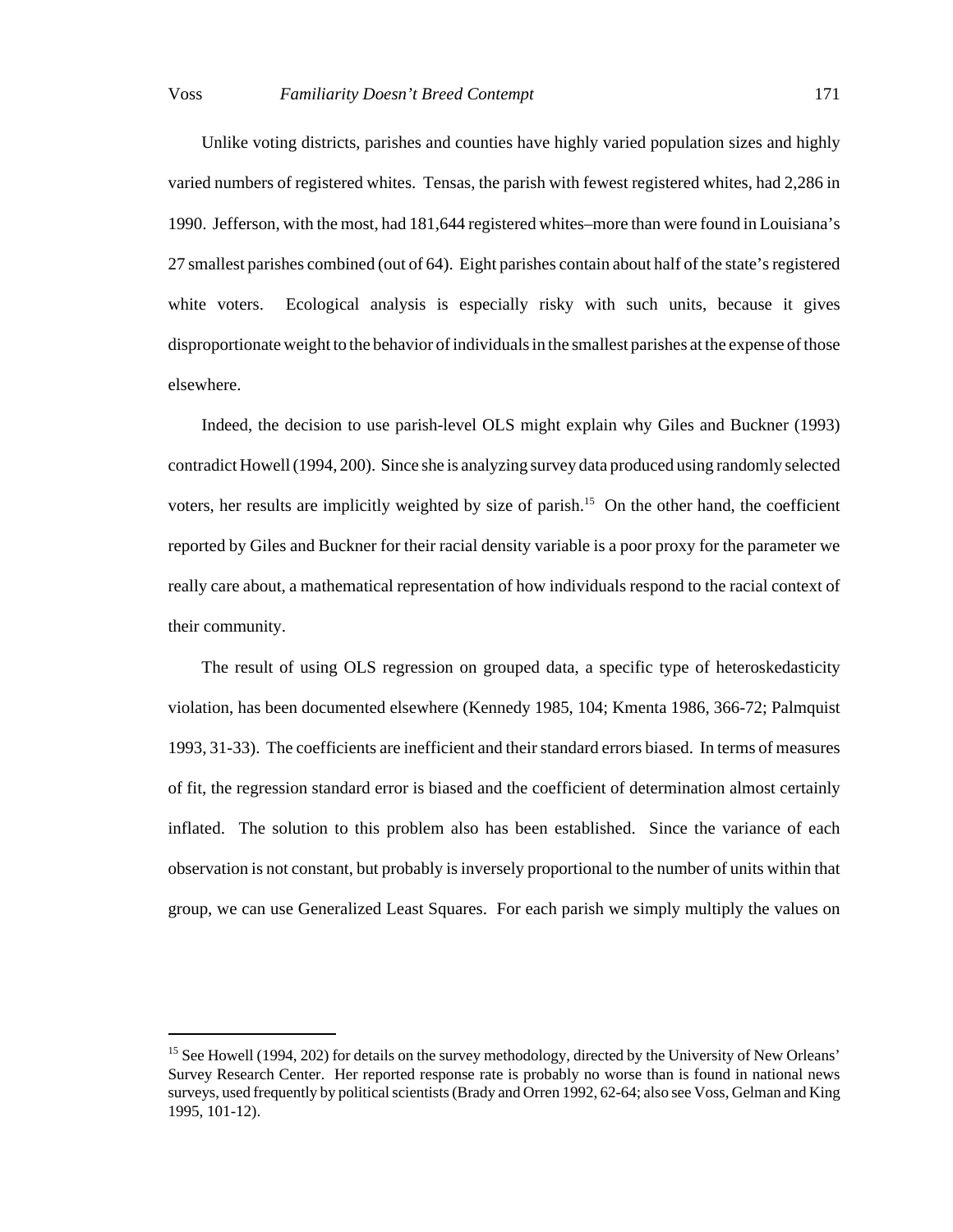Unlike voting districts, parishes and counties have highly varied population sizes and highly varied numbers of registered whites. Tensas, the parish with fewest registered whites, had 2,286 in 1990. Jefferson, with the most, had 181,644 registered whites–more than were found in Louisiana's 27 smallest parishes combined (out of 64). Eight parishes contain about half of the state's registered white voters. Ecological analysis is especially risky with such units, because it gives disproportionate weight to the behavior of individuals in the smallest parishes at the expense of those elsewhere.

Indeed, the decision to use parish-level OLS might explain why Giles and Buckner (1993) contradict Howell (1994, 200). Since she is analyzing survey data produced using randomly selected voters, her results are implicitly weighted by size of parish.[15] On the other hand, the coefficient reported by Giles and Buckner for their racial density variable is a poor proxy for the parameter we really care about, a mathematical representation of how individuals respond to the racial context of their community.

The result of using OLS regression on grouped data, a specific type of heteroskedasticity violation, has been documented elsewhere (Kennedy 1985, 104; Kmenta 1986, 366-72; Palmquist 1993, 31-33). The coefficients are inefficient and their standard errors biased. In terms of measures of fit, the regression standard error is biased and the coefficient of determination almost certainly inflated. The solution to this problem also has been established. Since the variance of each observation is not constant, but probably is inversely proportional to the number of units within that group, we can use Generalized Least Squares. For each parish we simply multiply the values on

---

[15] See Howell (1994, 202) for details on the survey methodology, directed by the University of New Orleans' Survey Research Center. Her reported response rate is probably no worse than is found in national news surveys, used frequently by political scientists (Brady and Orren 1992, 62-64; also see Voss, Gelman and King 1995, 101-12).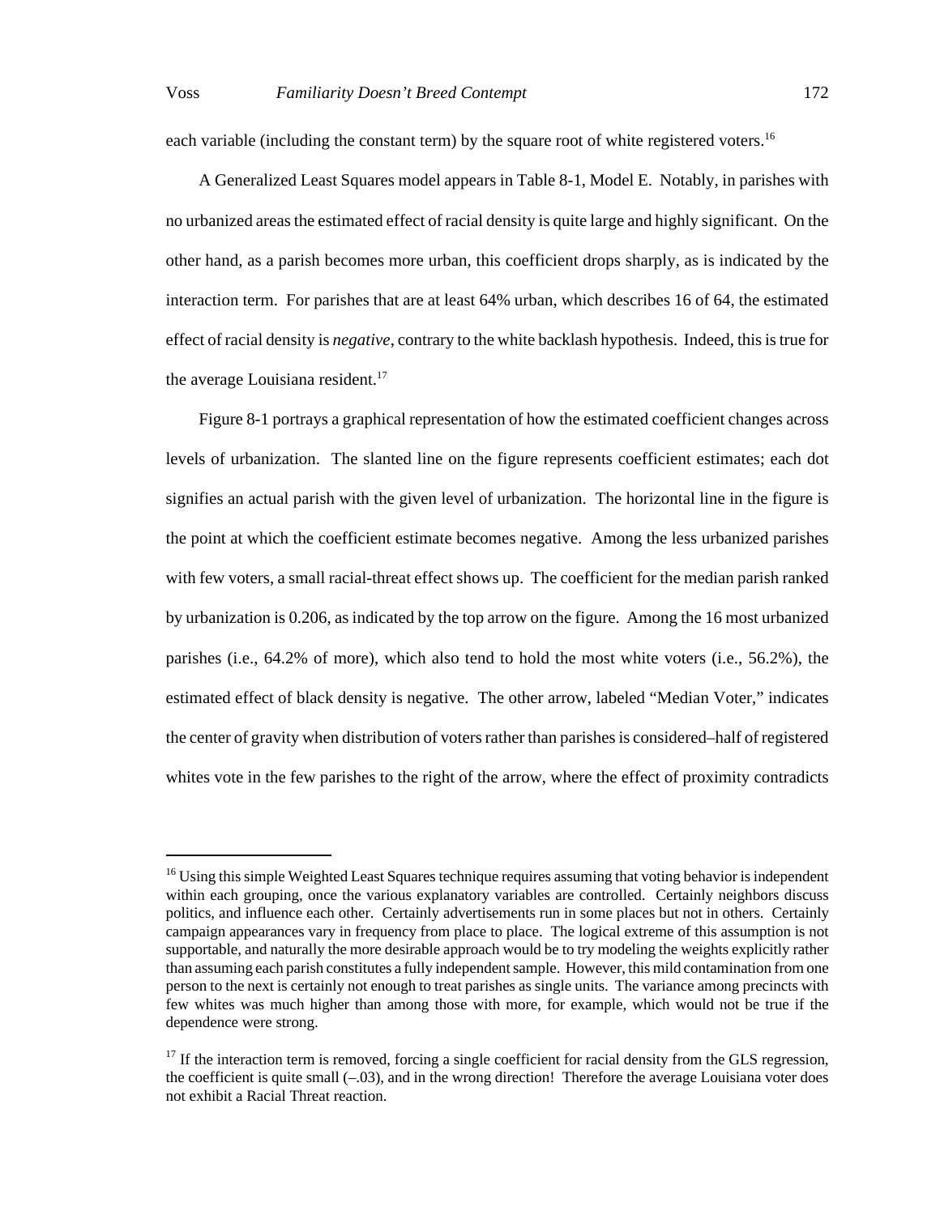each variable (including the constant term) by the square root of white registered voters.[16]

A Generalized Least Squares model appears in Table 8-1, Model E. Notably, in parishes with no urbanized areas the estimated effect of racial density is quite large and highly significant. On the other hand, as a parish becomes more urban, this coefficient drops sharply, as is indicated by the interaction term. For parishes that are at least 64% urban, which describes 16 of 64, the estimated effect of racial density is *negative*, contrary to the white backlash hypothesis. Indeed, this is true for the average Louisiana resident.[17]

Figure 8-1 portrays a graphical representation of how the estimated coefficient changes across levels of urbanization. The slanted line on the figure represents coefficient estimates; each dot signifies an actual parish with the given level of urbanization. The horizontal line in the figure is the point at which the coefficient estimate becomes negative. Among the less urbanized parishes with few voters, a small racial-threat effect shows up. The coefficient for the median parish ranked by urbanization is 0.206, as indicated by the top arrow on the figure. Among the 16 most urbanized parishes (i.e., 64.2% of more), which also tend to hold the most white voters (i.e., 56.2%), the estimated effect of black density is negative. The other arrow, labeled "Median Voter," indicates the center of gravity when distribution of voters rather than parishes is considered–half of registered whites vote in the few parishes to the right of the arrow, where the effect of proximity contradicts

---

[16] Using this simple Weighted Least Squares technique requires assuming that voting behavior is independent within each grouping, once the various explanatory variables are controlled. Certainly neighbors discuss politics, and influence each other. Certainly advertisements run in some places but not in others. Certainly campaign appearances vary in frequency from place to place. The logical extreme of this assumption is not supportable, and naturally the more desirable approach would be to try modeling the weights explicitly rather than assuming each parish constitutes a fully independent sample. However, this mild contamination from one person to the next is certainly not enough to treat parishes as single units. The variance among precincts with few whites was much higher than among those with more, for example, which would not be true if the dependence were strong.

[17] If the interaction term is removed, forcing a single coefficient for racial density from the GLS regression, the coefficient is quite small (–.03), and in the wrong direction! Therefore the average Louisiana voter does not exhibit a Racial Threat reaction.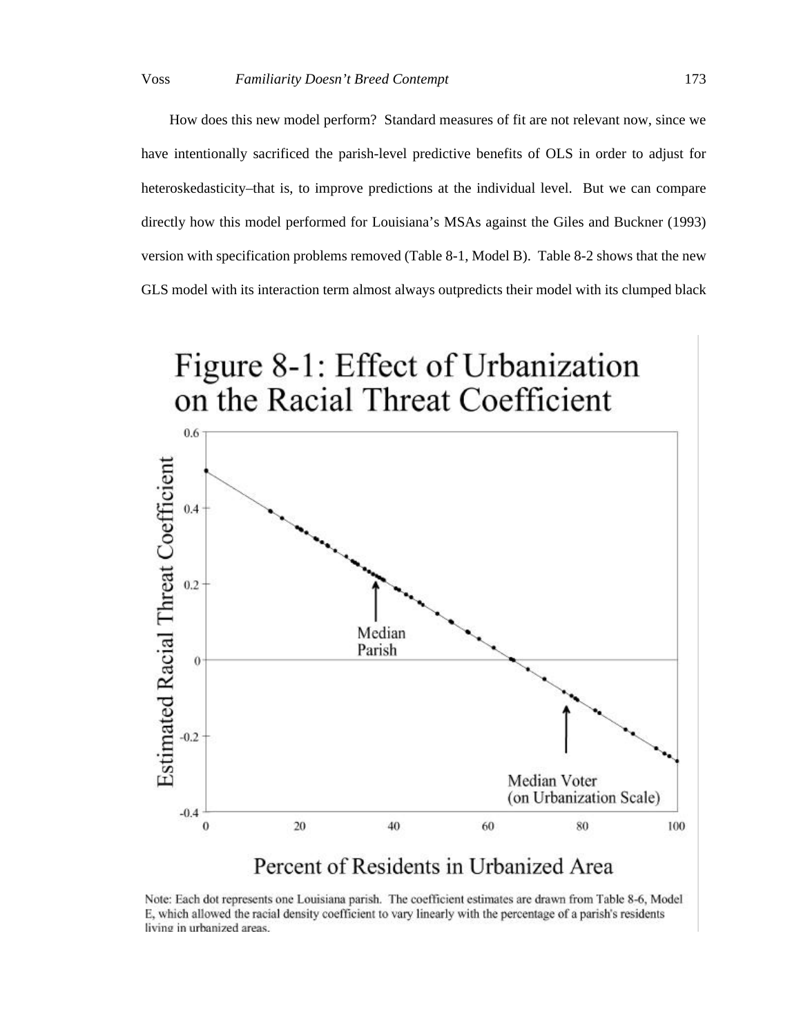How does this new model perform? Standard measures of fit are not relevant now, since we have intentionally sacrificed the parish-level predictive benefits of OLS in order to adjust for heteroskedasticity–that is, to improve predictions at the individual level. But we can compare directly how this model performed for Louisiana's MSAs against the Giles and Buckner (1993) version with specification problems removed (Table 8-1, Model B). Table 8-2 shows that the new GLS model with its interaction term almost always outpredicts their model with its clumped black

Figure 8-1: Effect of Urbanization on the Racial Threat Coefficient

Note: Each dot represents one Louisiana parish. The coefficient estimates are drawn from Table 8-6, Model E, which allowed the racial density coefficient to vary linearly with the percentage of a parish's residents living in urbanized areas.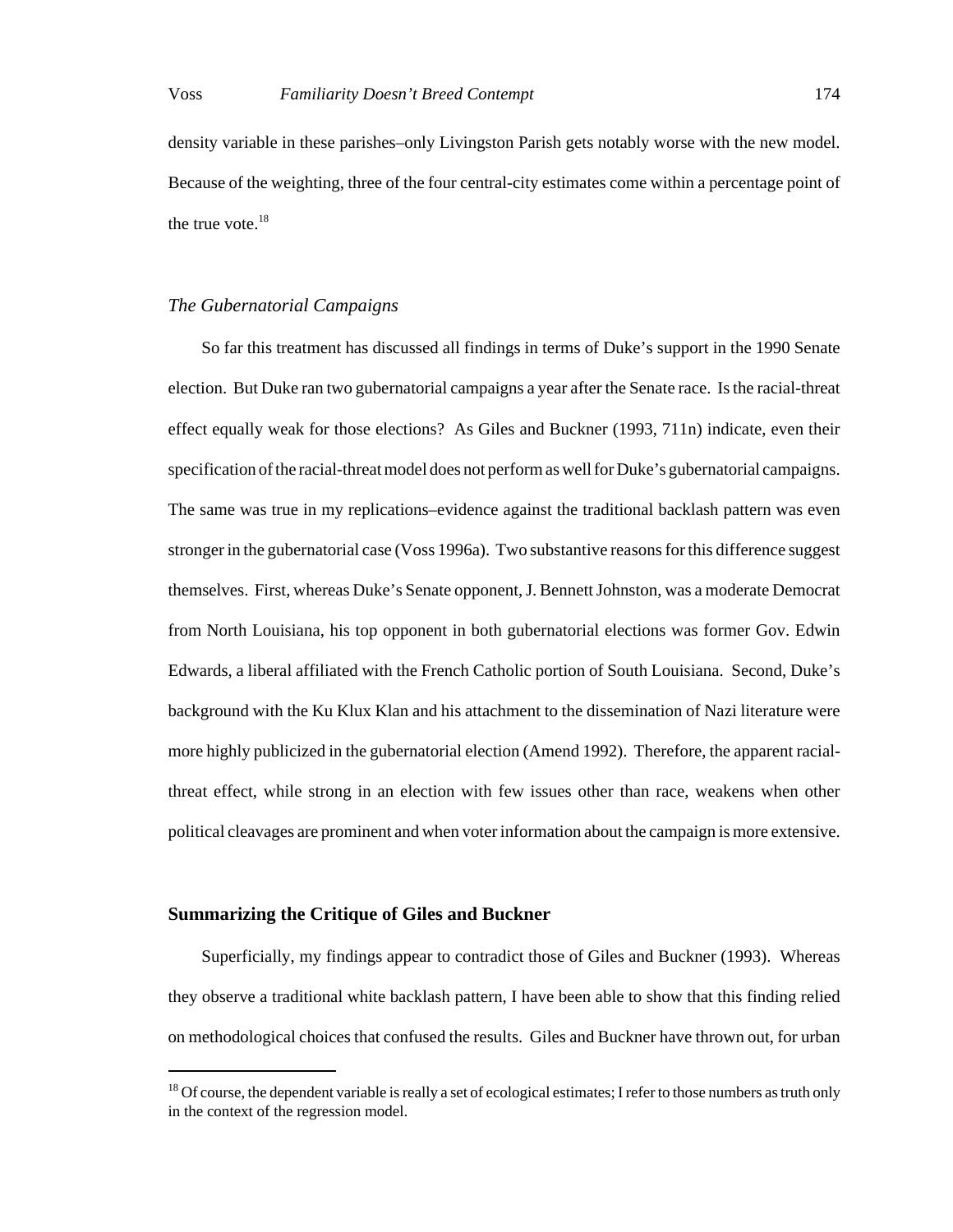density variable in these parishes–only Livingston Parish gets notably worse with the new model. Because of the weighting, three of the four central-city estimates come within a percentage point of the true vote.[18]

### *The Gubernatorial Campaigns*

So far this treatment has discussed all findings in terms of Duke's support in the 1990 Senate election. But Duke ran two gubernatorial campaigns a year after the Senate race. Is the racial-threat effect equally weak for those elections? As Giles and Buckner (1993, 711n) indicate, even their specification of the racial-threat model does not perform as well for Duke's gubernatorial campaigns. The same was true in my replications–evidence against the traditional backlash pattern was even stronger in the gubernatorial case (Voss 1996a). Two substantive reasons for this difference suggest themselves. First, whereas Duke's Senate opponent, J. Bennett Johnston, was a moderate Democrat from North Louisiana, his top opponent in both gubernatorial elections was former Gov. Edwin Edwards, a liberal affiliated with the French Catholic portion of South Louisiana. Second, Duke's background with the Ku Klux Klan and his attachment to the dissemination of Nazi literature were more highly publicized in the gubernatorial election (Amend 1992). Therefore, the apparent racial-threat effect, while strong in an election with few issues other than race, weakens when other political cleavages are prominent and when voter information about the campaign is more extensive.

## **Summarizing the Critique of Giles and Buckner**

Superficially, my findings appear to contradict those of Giles and Buckner (1993). Whereas they observe a traditional white backlash pattern, I have been able to show that this finding relied on methodological choices that confused the results. Giles and Buckner have thrown out, for urban

---

[18] Of course, the dependent variable is really a set of ecological estimates; I refer to those numbers as truth only in the context of the regression model.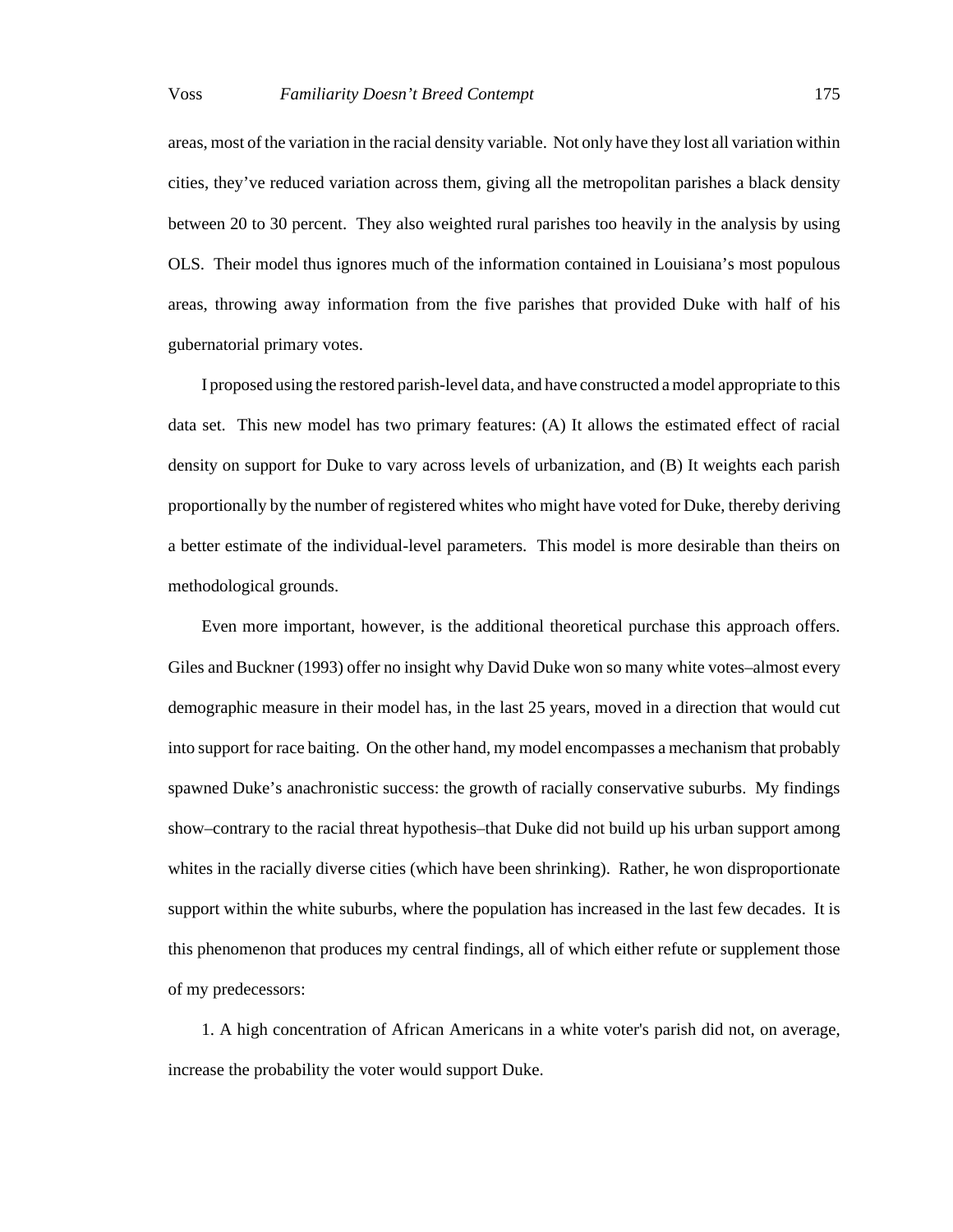areas, most of the variation in the racial density variable. Not only have they lost all variation within cities, they've reduced variation across them, giving all the metropolitan parishes a black density between 20 to 30 percent. They also weighted rural parishes too heavily in the analysis by using OLS. Their model thus ignores much of the information contained in Louisiana's most populous areas, throwing away information from the five parishes that provided Duke with half of his gubernatorial primary votes.

I proposed using the restored parish-level data, and have constructed a model appropriate to this data set. This new model has two primary features: (A) It allows the estimated effect of racial density on support for Duke to vary across levels of urbanization, and (B) It weights each parish proportionally by the number of registered whites who might have voted for Duke, thereby deriving a better estimate of the individual-level parameters. This model is more desirable than theirs on methodological grounds.

Even more important, however, is the additional theoretical purchase this approach offers. Giles and Buckner (1993) offer no insight why David Duke won so many white votes–almost every demographic measure in their model has, in the last 25 years, moved in a direction that would cut into support for race baiting. On the other hand, my model encompasses a mechanism that probably spawned Duke's anachronistic success: the growth of racially conservative suburbs. My findings show–contrary to the racial threat hypothesis–that Duke did not build up his urban support among whites in the racially diverse cities (which have been shrinking). Rather, he won disproportionate support within the white suburbs, where the population has increased in the last few decades. It is this phenomenon that produces my central findings, all of which either refute or supplement those of my predecessors:

1. A high concentration of African Americans in a white voter's parish did not, on average, increase the probability the voter would support Duke.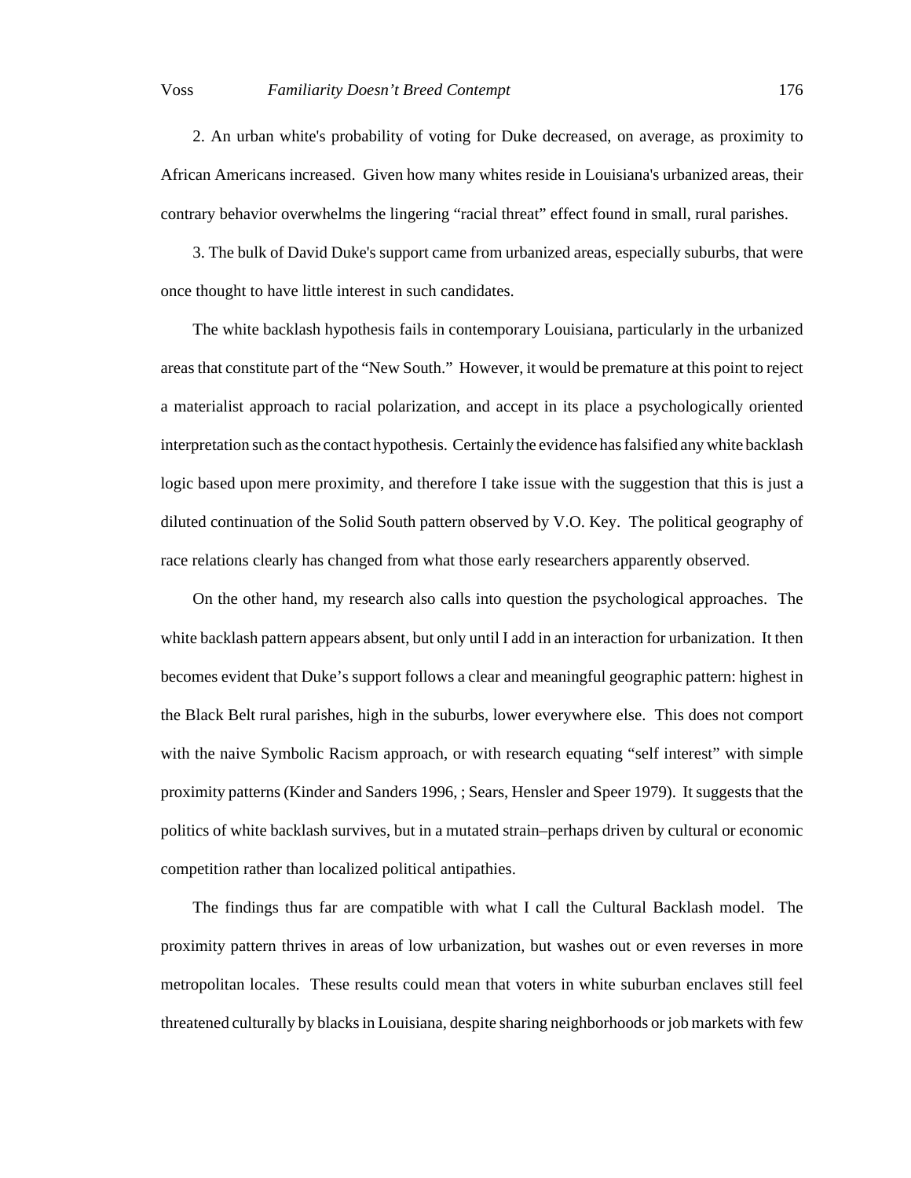2. An urban white's probability of voting for Duke decreased, on average, as proximity to African Americans increased. Given how many whites reside in Louisiana's urbanized areas, their contrary behavior overwhelms the lingering "racial threat" effect found in small, rural parishes.

3. The bulk of David Duke's support came from urbanized areas, especially suburbs, that were once thought to have little interest in such candidates.

The white backlash hypothesis fails in contemporary Louisiana, particularly in the urbanized areas that constitute part of the "New South." However, it would be premature at this point to reject a materialist approach to racial polarization, and accept in its place a psychologically oriented interpretation such as the contact hypothesis. Certainly the evidence has falsified any white backlash logic based upon mere proximity, and therefore I take issue with the suggestion that this is just a diluted continuation of the Solid South pattern observed by V.O. Key. The political geography of race relations clearly has changed from what those early researchers apparently observed.

On the other hand, my research also calls into question the psychological approaches. The white backlash pattern appears absent, but only until I add in an interaction for urbanization. It then becomes evident that Duke's support follows a clear and meaningful geographic pattern: highest in the Black Belt rural parishes, high in the suburbs, lower everywhere else. This does not comport with the naive Symbolic Racism approach, or with research equating "self interest" with simple proximity patterns (Kinder and Sanders 1996, ; Sears, Hensler and Speer 1979). It suggests that the politics of white backlash survives, but in a mutated strain–perhaps driven by cultural or economic competition rather than localized political antipathies.

The findings thus far are compatible with what I call the Cultural Backlash model. The proximity pattern thrives in areas of low urbanization, but washes out or even reverses in more metropolitan locales. These results could mean that voters in white suburban enclaves still feel threatened culturally by blacks in Louisiana, despite sharing neighborhoods or job markets with few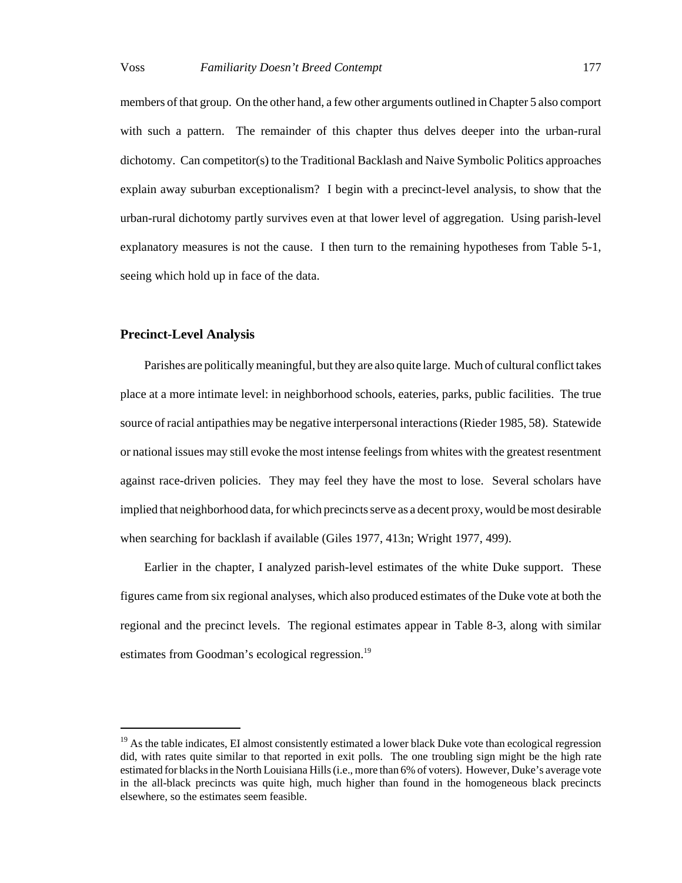members of that group. On the other hand, a few other arguments outlined in Chapter 5 also comport with such a pattern. The remainder of this chapter thus delves deeper into the urban-rural dichotomy. Can competitor(s) to the Traditional Backlash and Naive Symbolic Politics approaches explain away suburban exceptionalism? I begin with a precinct-level analysis, to show that the urban-rural dichotomy partly survives even at that lower level of aggregation. Using parish-level explanatory measures is not the cause. I then turn to the remaining hypotheses from Table 5-1, seeing which hold up in face of the data.

## Precinct-Level Analysis

Parishes are politically meaningful, but they are also quite large. Much of cultural conflict takes place at a more intimate level: in neighborhood schools, eateries, parks, public facilities. The true source of racial antipathies may be negative interpersonal interactions (Rieder 1985, 58). Statewide or national issues may still evoke the most intense feelings from whites with the greatest resentment against race-driven policies. They may feel they have the most to lose. Several scholars have implied that neighborhood data, for which precincts serve as a decent proxy, would be most desirable when searching for backlash if available (Giles 1977, 413n; Wright 1977, 499).

Earlier in the chapter, I analyzed parish-level estimates of the white Duke support. These figures came from six regional analyses, which also produced estimates of the Duke vote at both the regional and the precinct levels. The regional estimates appear in Table 8-3, along with similar estimates from Goodman's ecological regression.[19]

---

[19] As the table indicates, EI almost consistently estimated a lower black Duke vote than ecological regression did, with rates quite similar to that reported in exit polls. The one troubling sign might be the high rate estimated for blacks in the North Louisiana Hills (i.e., more than 6% of voters). However, Duke's average vote in the all-black precincts was quite high, much higher than found in the homogeneous black precincts elsewhere, so the estimates seem feasible.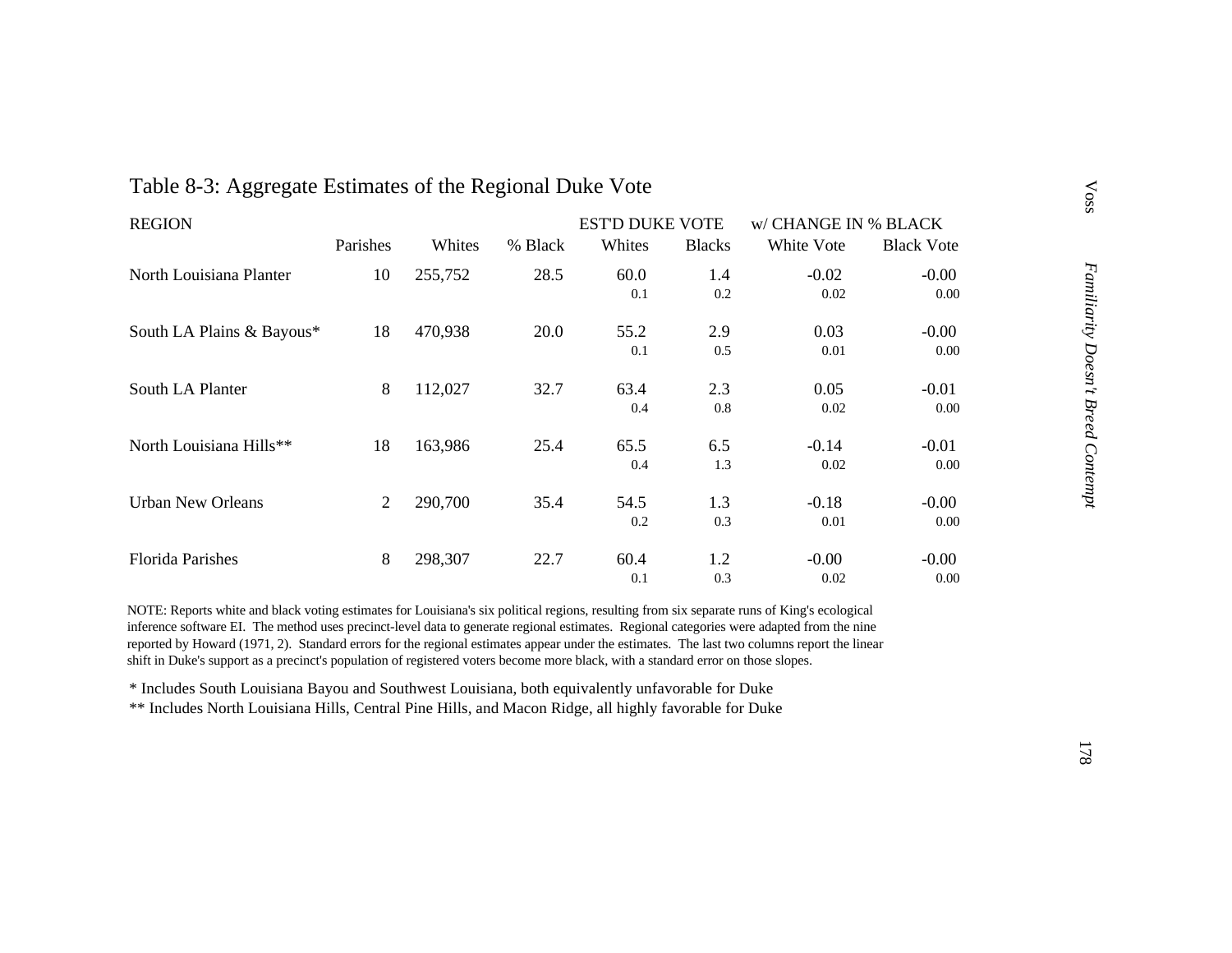# Table 8-3: Aggregate Estimates of the Regional Duke Vote

| REGION | | | | EST'D DUKE VOTE | | w/ CHANGE IN % BLACK | |
|---|---|---|---|---|---|---|---|
| | Parishes | Whites | % Black | Whites | Blacks | White Vote | Black Vote |
| North Louisiana Planter | 10 | 255,752 | 28.5 | 60.0 | 1.4 | -0.02 | -0.00 |
| | | | | 0.1 | 0.2 | 0.02 | 0.00 |
| South LA Plains & Bayous* | 18 | 470,938 | 20.0 | 55.2 | 2.9 | 0.03 | -0.00 |
| | | | | 0.1 | 0.5 | 0.01 | 0.00 |
| South LA Planter | 8 | 112,027 | 32.7 | 63.4 | 2.3 | 0.05 | -0.01 |
| | | | | 0.4 | 0.8 | 0.02 | 0.00 |
| North Louisiana Hills** | 18 | 163,986 | 25.4 | 65.5 | 6.5 | -0.14 | -0.01 |
| | | | | 0.4 | 1.3 | 0.02 | 0.00 |
| Urban New Orleans | 2 | 290,700 | 35.4 | 54.5 | 1.3 | -0.18 | -0.00 |
| | | | | 0.2 | 0.3 | 0.01 | 0.00 |
| Florida Parishes | 8 | 298,307 | 22.7 | 60.4 | 1.2 | -0.00 | -0.00 |
| | | | | 0.1 | 0.3 | 0.02 | 0.00 |

NOTE: Reports white and black voting estimates for Louisiana's six political regions, resulting from six separate runs of King's ecological inference software EI. The method uses precinct-level data to generate regional estimates. Regional categories were adapted from the nine reported by Howard (1971, 2). Standard errors for the regional estimates appear under the estimates. The last two columns report the linear shift in Duke's support as a precinct's population of registered voters become more black, with a standard error on those slopes.

* Includes South Louisiana Bayou and Southwest Louisiana, both equivalently unfavorable for Duke

** Includes North Louisiana Hills, Central Pine Hills, and Macon Ridge, all highly favorable for Duke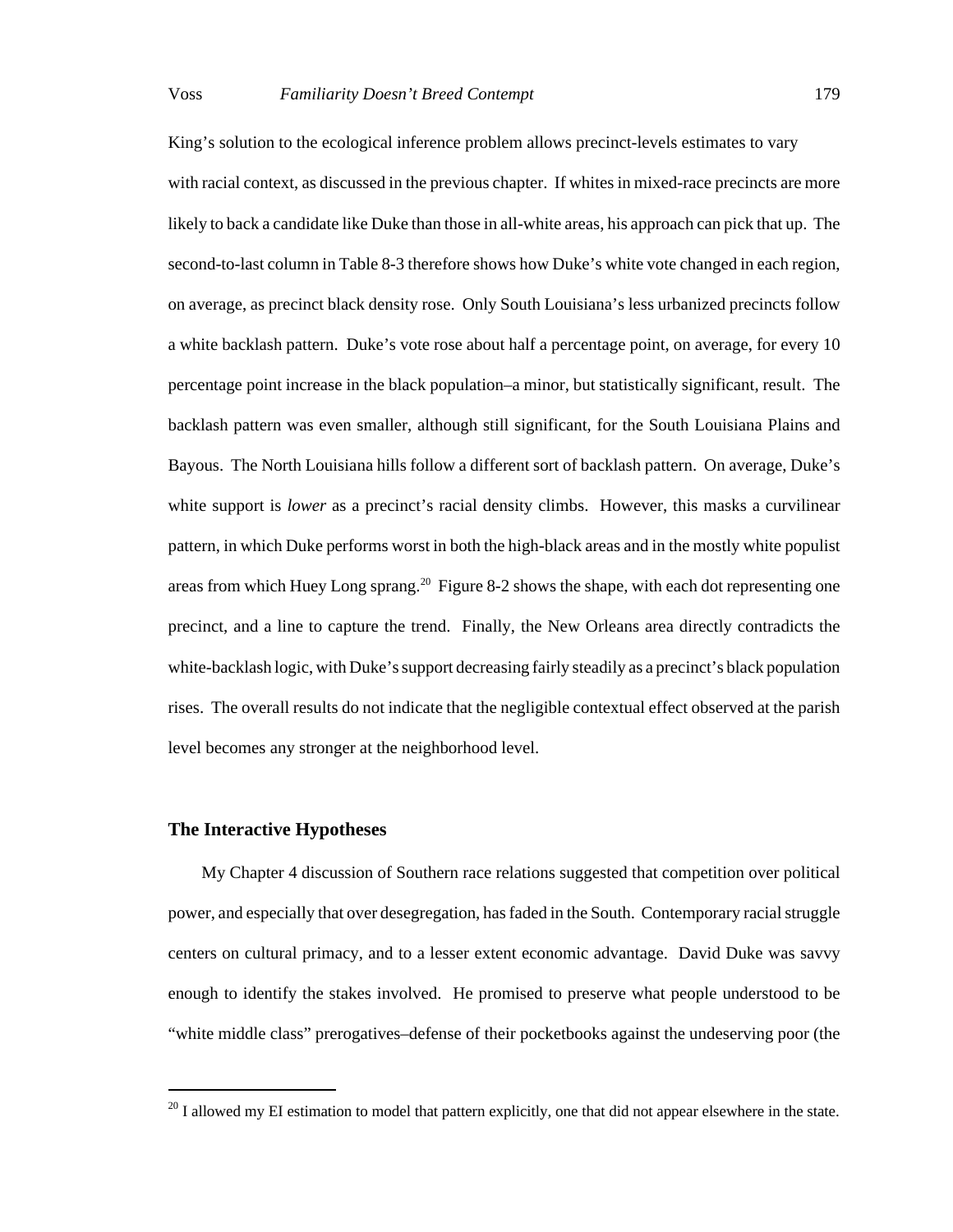King's solution to the ecological inference problem allows precinct-levels estimates to vary with racial context, as discussed in the previous chapter. If whites in mixed-race precincts are more likely to back a candidate like Duke than those in all-white areas, his approach can pick that up. The second-to-last column in Table 8-3 therefore shows how Duke's white vote changed in each region, on average, as precinct black density rose. Only South Louisiana's less urbanized precincts follow a white backlash pattern. Duke's vote rose about half a percentage point, on average, for every 10 percentage point increase in the black population–a minor, but statistically significant, result. The backlash pattern was even smaller, although still significant, for the South Louisiana Plains and Bayous. The North Louisiana hills follow a different sort of backlash pattern. On average, Duke's white support is *lower* as a precinct's racial density climbs. However, this masks a curvilinear pattern, in which Duke performs worst in both the high-black areas and in the mostly white populist areas from which Huey Long sprang.[20] Figure 8-2 shows the shape, with each dot representing one precinct, and a line to capture the trend. Finally, the New Orleans area directly contradicts the white-backlash logic, with Duke's support decreasing fairly steadily as a precinct's black population rises. The overall results do not indicate that the negligible contextual effect observed at the parish level becomes any stronger at the neighborhood level.

## The Interactive Hypotheses

My Chapter 4 discussion of Southern race relations suggested that competition over political power, and especially that over desegregation, has faded in the South. Contemporary racial struggle centers on cultural primacy, and to a lesser extent economic advantage. David Duke was savvy enough to identify the stakes involved. He promised to preserve what people understood to be "white middle class" prerogatives–defense of their pocketbooks against the undeserving poor (the

[20] I allowed my EI estimation to model that pattern explicitly, one that did not appear elsewhere in the state.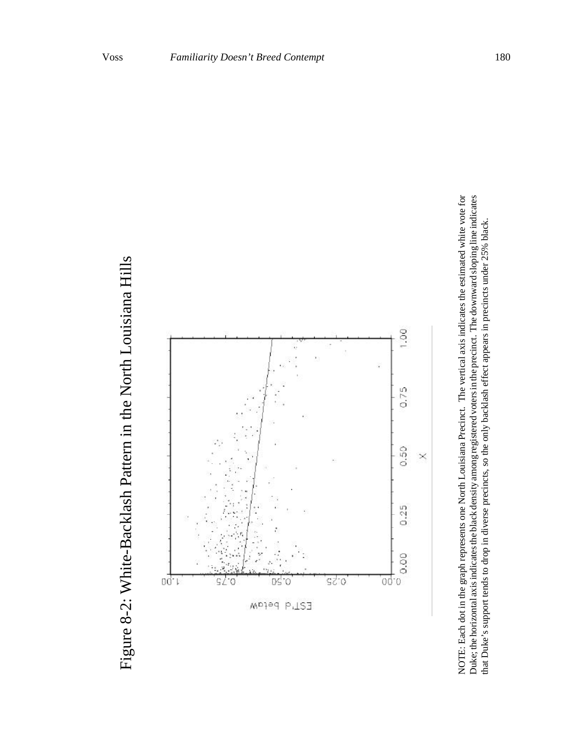# Figure 8-2: White-Backlash Pattern in the North Louisiana Hills

NOTE: Each dot in the graph represents one North Louisiana Precinct. The vertical axis indicates the estimated white vote for Duke; the horizontal axis indicates the black density among registered voters in the precinct. The downward sloping line indicates that Duke's support tends to drop in diverse precincts, so the only backlash effect appears in precincts under 25% black.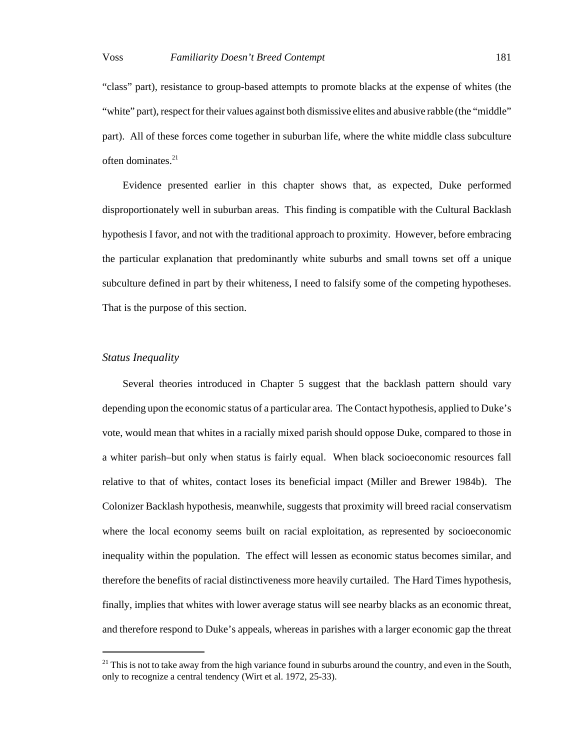"class" part), resistance to group-based attempts to promote blacks at the expense of whites (the "white" part), respect for their values against both dismissive elites and abusive rabble (the "middle" part). All of these forces come together in suburban life, where the white middle class subculture often dominates.[21]

Evidence presented earlier in this chapter shows that, as expected, Duke performed disproportionately well in suburban areas. This finding is compatible with the Cultural Backlash hypothesis I favor, and not with the traditional approach to proximity. However, before embracing the particular explanation that predominantly white suburbs and small towns set off a unique subculture defined in part by their whiteness, I need to falsify some of the competing hypotheses. That is the purpose of this section.

### *Status Inequality*

Several theories introduced in Chapter 5 suggest that the backlash pattern should vary depending upon the economic status of a particular area. The Contact hypothesis, applied to Duke's vote, would mean that whites in a racially mixed parish should oppose Duke, compared to those in a whiter parish–but only when status is fairly equal. When black socioeconomic resources fall relative to that of whites, contact loses its beneficial impact (Miller and Brewer 1984b). The Colonizer Backlash hypothesis, meanwhile, suggests that proximity will breed racial conservatism where the local economy seems built on racial exploitation, as represented by socioeconomic inequality within the population. The effect will lessen as economic status becomes similar, and therefore the benefits of racial distinctiveness more heavily curtailed. The Hard Times hypothesis, finally, implies that whites with lower average status will see nearby blacks as an economic threat, and therefore respond to Duke's appeals, whereas in parishes with a larger economic gap the threat

[21] This is not to take away from the high variance found in suburbs around the country, and even in the South, only to recognize a central tendency (Wirt et al. 1972, 25-33).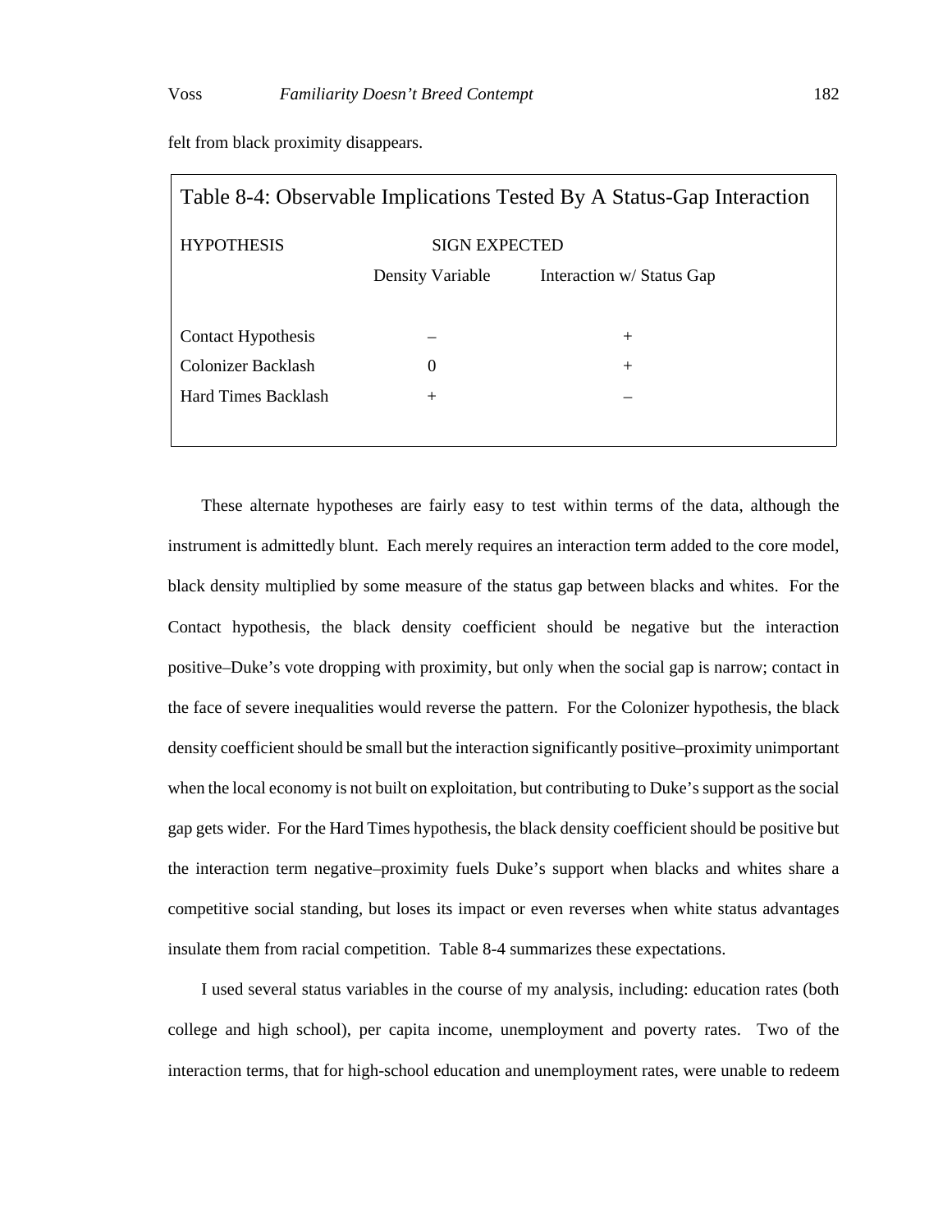felt from black proximity disappears.

Table 8-4: Observable Implications Tested By A Status-Gap Interaction

| HYPOTHESIS | SIGN EXPECTED | |
|---|---|---|
| | Density Variable | Interaction w/ Status Gap |
| Contact Hypothesis | – | + |
| Colonizer Backlash | 0 | + |
| Hard Times Backlash | + | – |

These alternate hypotheses are fairly easy to test within terms of the data, although the instrument is admittedly blunt. Each merely requires an interaction term added to the core model, black density multiplied by some measure of the status gap between blacks and whites. For the Contact hypothesis, the black density coefficient should be negative but the interaction positive–Duke's vote dropping with proximity, but only when the social gap is narrow; contact in the face of severe inequalities would reverse the pattern. For the Colonizer hypothesis, the black density coefficient should be small but the interaction significantly positive–proximity unimportant when the local economy is not built on exploitation, but contributing to Duke's support as the social gap gets wider. For the Hard Times hypothesis, the black density coefficient should be positive but the interaction term negative–proximity fuels Duke's support when blacks and whites share a competitive social standing, but loses its impact or even reverses when white status advantages insulate them from racial competition. Table 8-4 summarizes these expectations.

I used several status variables in the course of my analysis, including: education rates (both college and high school), per capita income, unemployment and poverty rates. Two of the interaction terms, that for high-school education and unemployment rates, were unable to redeem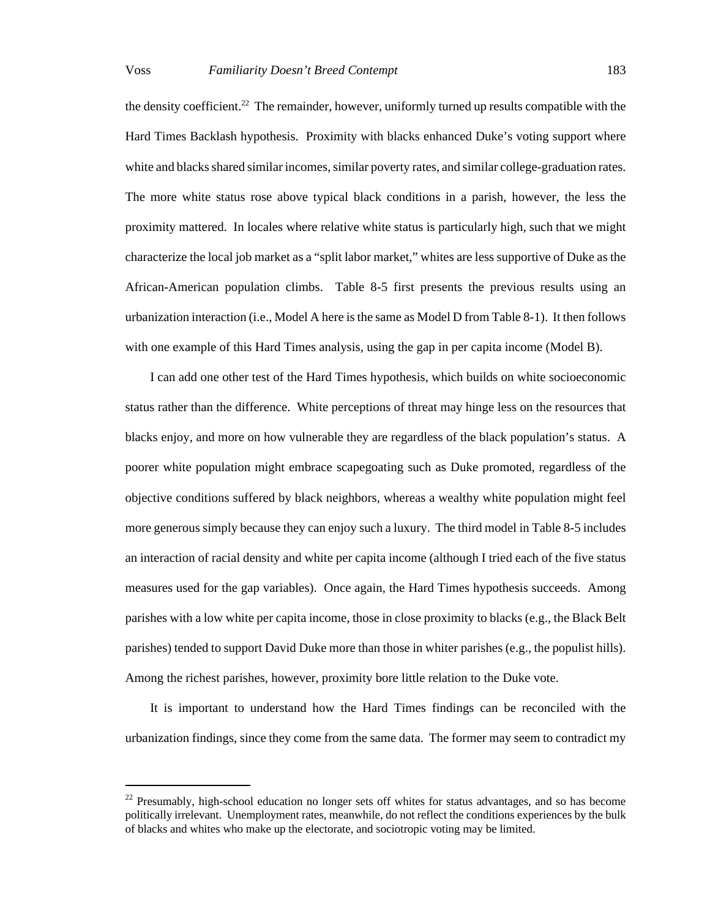the density coefficient.[22] The remainder, however, uniformly turned up results compatible with the Hard Times Backlash hypothesis. Proximity with blacks enhanced Duke's voting support where white and blacks shared similar incomes, similar poverty rates, and similar college-graduation rates. The more white status rose above typical black conditions in a parish, however, the less the proximity mattered. In locales where relative white status is particularly high, such that we might characterize the local job market as a "split labor market," whites are less supportive of Duke as the African-American population climbs. Table 8-5 first presents the previous results using an urbanization interaction (i.e., Model A here is the same as Model D from Table 8-1). It then follows with one example of this Hard Times analysis, using the gap in per capita income (Model B).

I can add one other test of the Hard Times hypothesis, which builds on white socioeconomic status rather than the difference. White perceptions of threat may hinge less on the resources that blacks enjoy, and more on how vulnerable they are regardless of the black population's status. A poorer white population might embrace scapegoating such as Duke promoted, regardless of the objective conditions suffered by black neighbors, whereas a wealthy white population might feel more generous simply because they can enjoy such a luxury. The third model in Table 8-5 includes an interaction of racial density and white per capita income (although I tried each of the five status measures used for the gap variables). Once again, the Hard Times hypothesis succeeds. Among parishes with a low white per capita income, those in close proximity to blacks (e.g., the Black Belt parishes) tended to support David Duke more than those in whiter parishes (e.g., the populist hills). Among the richest parishes, however, proximity bore little relation to the Duke vote.

It is important to understand how the Hard Times findings can be reconciled with the urbanization findings, since they come from the same data. The former may seem to contradict my

---

[22] Presumably, high-school education no longer sets off whites for status advantages, and so has become politically irrelevant. Unemployment rates, meanwhile, do not reflect the conditions experiences by the bulk of blacks and whites who make up the electorate, and sociotropic voting may be limited.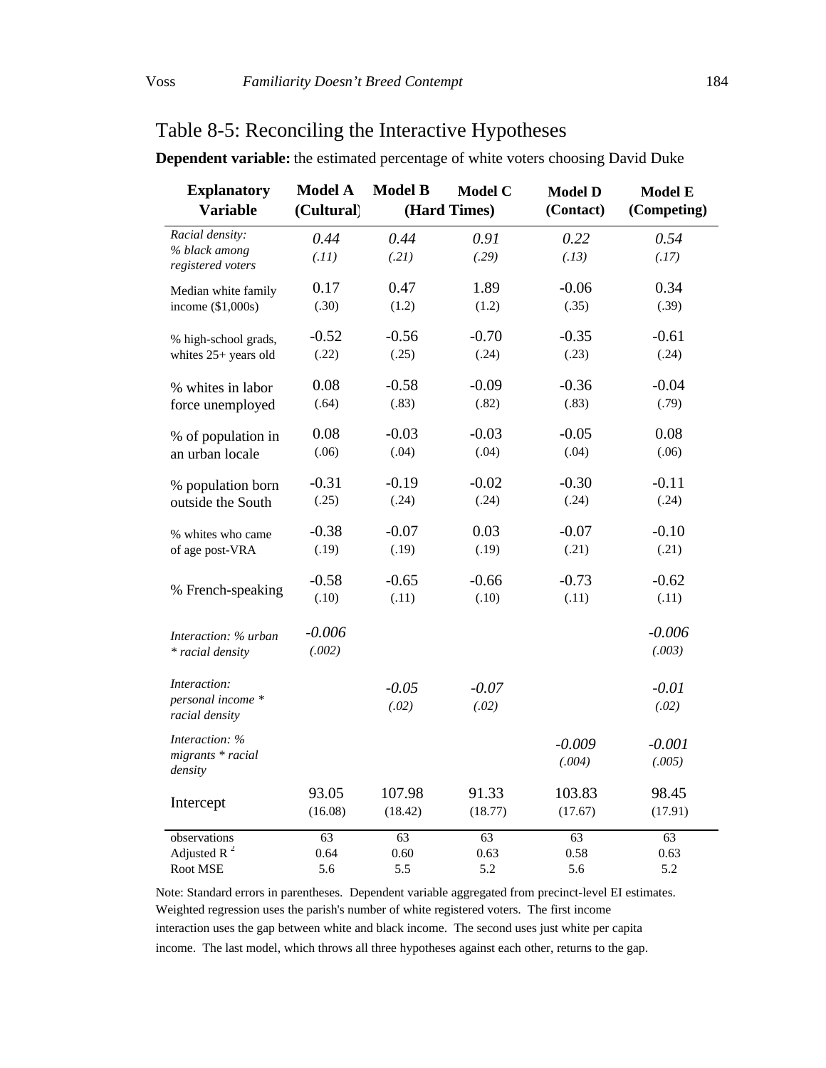## Table 8-5: Reconciling the Interactive Hypotheses

**Dependent variable:** the estimated percentage of white voters choosing David Duke

| Explanatory Variable | Model A (Cultural) | Model B (Hard Times) | Model C (Hard Times) | Model D (Contact) | Model E (Competing) |
|---|---|---|---|---|---|
| *Racial density: % black among registered voters* | *0.44* (*.11*) | *0.44* (*.21*) | *0.91* (*.29*) | *0.22* (*.13*) | *0.54* (*.17*) |
| Median white family income ($1,000s) | 0.17 (.30) | 0.47 (1.2) | 1.89 (1.2) | -0.06 (.35) | 0.34 (.39) |
| % high-school grads, whites 25+ years old | -0.52 (.22) | -0.56 (.25) | -0.70 (.24) | -0.35 (.23) | -0.61 (.24) |
| % whites in labor force unemployed | 0.08 (.64) | -0.58 (.83) | -0.09 (.82) | -0.36 (.83) | -0.04 (.79) |
| % of population in an urban locale | 0.08 (.06) | -0.03 (.04) | -0.03 (.04) | -0.05 (.04) | 0.08 (.06) |
| % population born outside the South | -0.31 (.25) | -0.19 (.24) | -0.02 (.24) | -0.30 (.24) | -0.11 (.24) |
| % whites who came of age post-VRA | -0.38 (.19) | -0.07 (.19) | 0.03 (.19) | -0.07 (.21) | -0.10 (.21) |
| % French-speaking | -0.58 (.10) | -0.65 (.11) | -0.66 (.10) | -0.73 (.11) | -0.62 (.11) |
| *Interaction: % urban * racial density* | *-0.006* (*.002*) | | | | *-0.006* (*.003*) |
| *Interaction: personal income * racial density* | | *-0.05* (*.02*) | *-0.07* (*.02*) | | *-0.01* (*.02*) |
| *Interaction: % migrants * racial density* | | | | *-0.009* (*.004*) | *-0.001* (*.005*) |
| Intercept | 93.05 (16.08) | 107.98 (18.42) | 91.33 (18.77) | 103.83 (17.67) | 98.45 (17.91) |
| observations | 63 | 63 | 63 | 63 | 63 |
| Adjusted $R^2$ | 0.64 | 0.60 | 0.63 | 0.58 | 0.63 |
| Root MSE | 5.6 | 5.5 | 5.2 | 5.6 | 5.2 |

Note: Standard errors in parentheses. Dependent variable aggregated from precinct-level EI estimates. Weighted regression uses the parish's number of white registered voters. The first income interaction uses the gap between white and black income. The second uses just white per capita income. The last model, which throws all three hypotheses against each other, returns to the gap.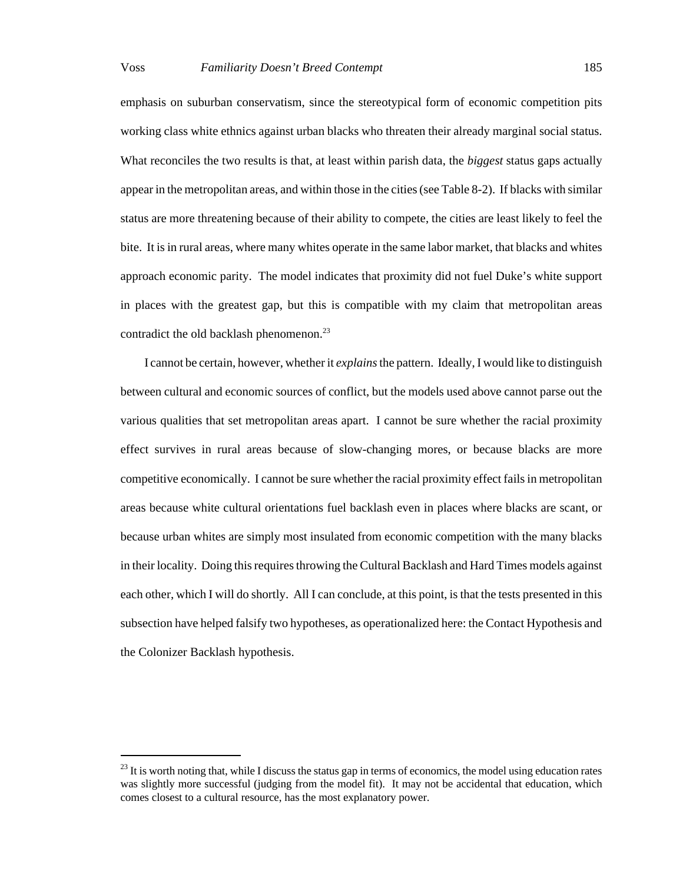emphasis on suburban conservatism, since the stereotypical form of economic competition pits working class white ethnics against urban blacks who threaten their already marginal social status. What reconciles the two results is that, at least within parish data, the *biggest* status gaps actually appear in the metropolitan areas, and within those in the cities (see Table 8-2). If blacks with similar status are more threatening because of their ability to compete, the cities are least likely to feel the bite. It is in rural areas, where many whites operate in the same labor market, that blacks and whites approach economic parity. The model indicates that proximity did not fuel Duke's white support in places with the greatest gap, but this is compatible with my claim that metropolitan areas contradict the old backlash phenomenon.[23]

I cannot be certain, however, whether it *explains* the pattern. Ideally, I would like to distinguish between cultural and economic sources of conflict, but the models used above cannot parse out the various qualities that set metropolitan areas apart. I cannot be sure whether the racial proximity effect survives in rural areas because of slow-changing mores, or because blacks are more competitive economically. I cannot be sure whether the racial proximity effect fails in metropolitan areas because white cultural orientations fuel backlash even in places where blacks are scant, or because urban whites are simply most insulated from economic competition with the many blacks in their locality. Doing this requires throwing the Cultural Backlash and Hard Times models against each other, which I will do shortly. All I can conclude, at this point, is that the tests presented in this subsection have helped falsify two hypotheses, as operationalized here: the Contact Hypothesis and the Colonizer Backlash hypothesis.

---

[23] It is worth noting that, while I discuss the status gap in terms of economics, the model using education rates was slightly more successful (judging from the model fit). It may not be accidental that education, which comes closest to a cultural resource, has the most explanatory power.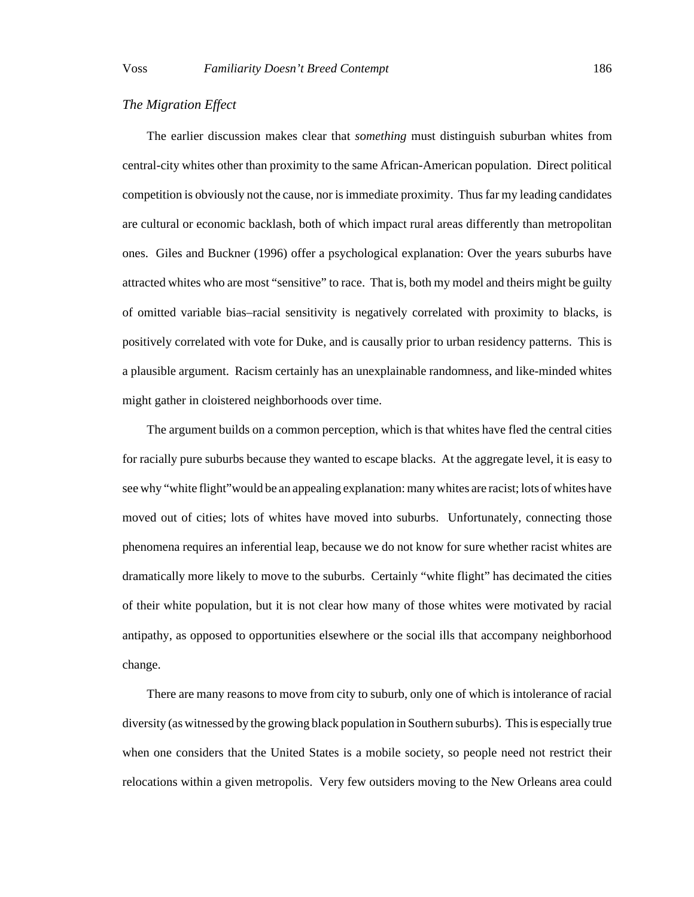*The Migration Effect*

The earlier discussion makes clear that *something* must distinguish suburban whites from central-city whites other than proximity to the same African-American population. Direct political competition is obviously not the cause, nor is immediate proximity. Thus far my leading candidates are cultural or economic backlash, both of which impact rural areas differently than metropolitan ones. Giles and Buckner (1996) offer a psychological explanation: Over the years suburbs have attracted whites who are most "sensitive" to race. That is, both my model and theirs might be guilty of omitted variable bias–racial sensitivity is negatively correlated with proximity to blacks, is positively correlated with vote for Duke, and is causally prior to urban residency patterns. This is a plausible argument. Racism certainly has an unexplainable randomness, and like-minded whites might gather in cloistered neighborhoods over time.

The argument builds on a common perception, which is that whites have fled the central cities for racially pure suburbs because they wanted to escape blacks. At the aggregate level, it is easy to see why "white flight" would be an appealing explanation: many whites are racist; lots of whites have moved out of cities; lots of whites have moved into suburbs. Unfortunately, connecting those phenomena requires an inferential leap, because we do not know for sure whether racist whites are dramatically more likely to move to the suburbs. Certainly "white flight" has decimated the cities of their white population, but it is not clear how many of those whites were motivated by racial antipathy, as opposed to opportunities elsewhere or the social ills that accompany neighborhood change.

There are many reasons to move from city to suburb, only one of which is intolerance of racial diversity (as witnessed by the growing black population in Southern suburbs). This is especially true when one considers that the United States is a mobile society, so people need not restrict their relocations within a given metropolis. Very few outsiders moving to the New Orleans area could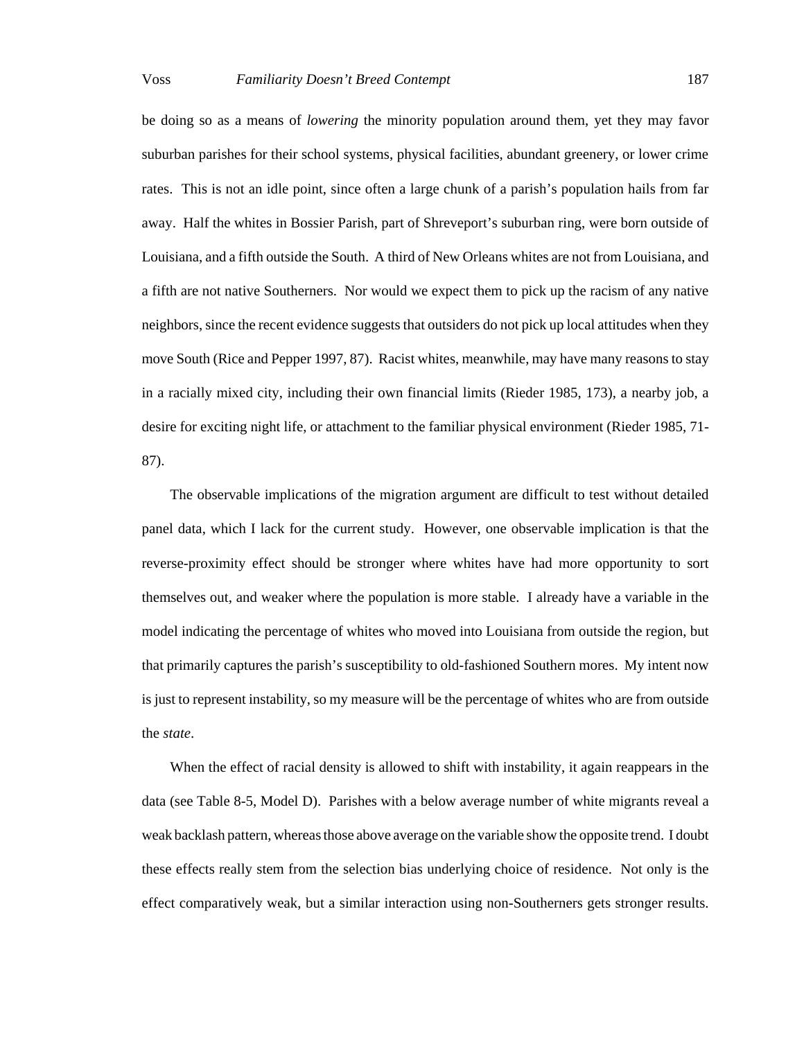be doing so as a means of *lowering* the minority population around them, yet they may favor suburban parishes for their school systems, physical facilities, abundant greenery, or lower crime rates. This is not an idle point, since often a large chunk of a parish's population hails from far away. Half the whites in Bossier Parish, part of Shreveport's suburban ring, were born outside of Louisiana, and a fifth outside the South. A third of New Orleans whites are not from Louisiana, and a fifth are not native Southerners. Nor would we expect them to pick up the racism of any native neighbors, since the recent evidence suggests that outsiders do not pick up local attitudes when they move South (Rice and Pepper 1997, 87). Racist whites, meanwhile, may have many reasons to stay in a racially mixed city, including their own financial limits (Rieder 1985, 173), a nearby job, a desire for exciting night life, or attachment to the familiar physical environment (Rieder 1985, 71-87).

The observable implications of the migration argument are difficult to test without detailed panel data, which I lack for the current study. However, one observable implication is that the reverse-proximity effect should be stronger where whites have had more opportunity to sort themselves out, and weaker where the population is more stable. I already have a variable in the model indicating the percentage of whites who moved into Louisiana from outside the region, but that primarily captures the parish's susceptibility to old-fashioned Southern mores. My intent now is just to represent instability, so my measure will be the percentage of whites who are from outside the *state*.

When the effect of racial density is allowed to shift with instability, it again reappears in the data (see Table 8-5, Model D). Parishes with a below average number of white migrants reveal a weak backlash pattern, whereas those above average on the variable show the opposite trend. I doubt these effects really stem from the selection bias underlying choice of residence. Not only is the effect comparatively weak, but a similar interaction using non-Southerners gets stronger results.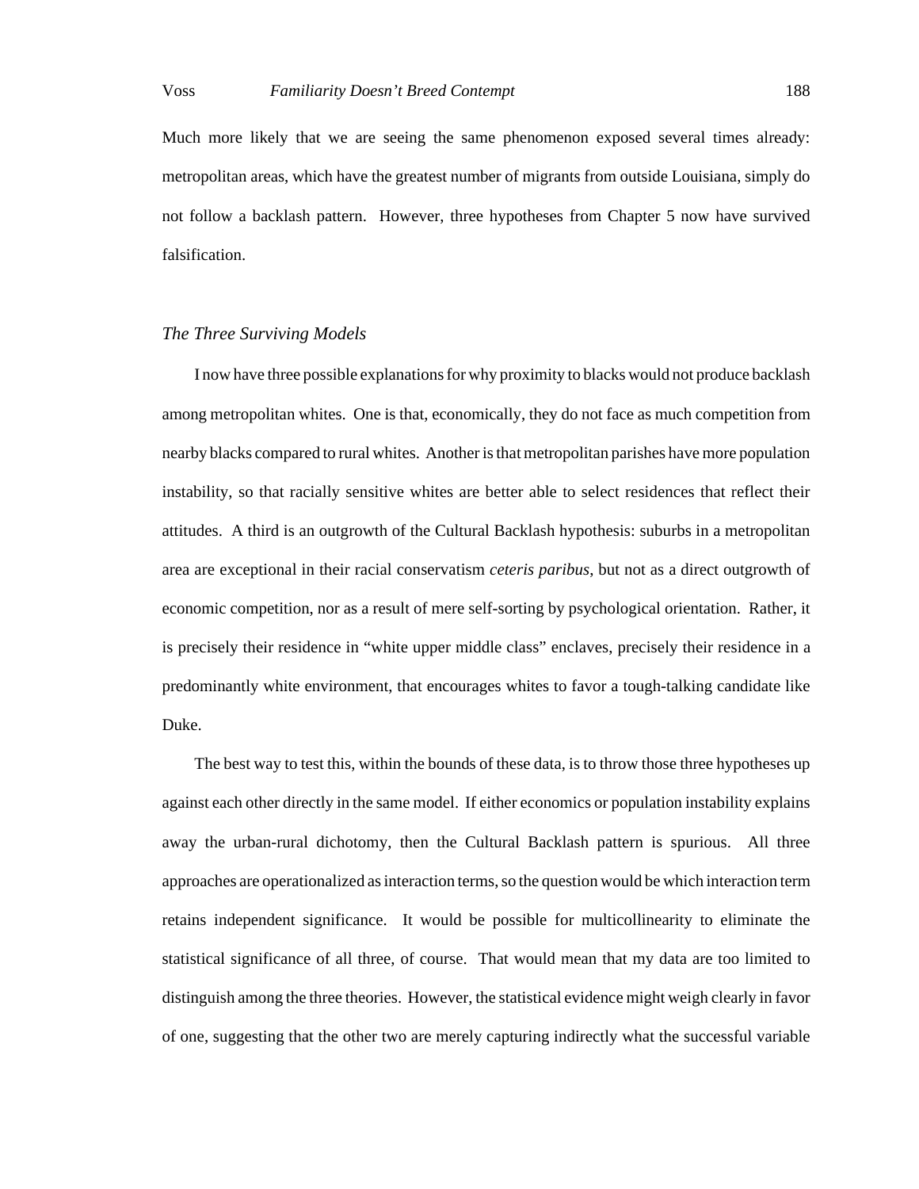Much more likely that we are seeing the same phenomenon exposed several times already: metropolitan areas, which have the greatest number of migrants from outside Louisiana, simply do not follow a backlash pattern. However, three hypotheses from Chapter 5 now have survived falsification.

*The Three Surviving Models*

I now have three possible explanations for why proximity to blacks would not produce backlash among metropolitan whites. One is that, economically, they do not face as much competition from nearby blacks compared to rural whites. Another is that metropolitan parishes have more population instability, so that racially sensitive whites are better able to select residences that reflect their attitudes. A third is an outgrowth of the Cultural Backlash hypothesis: suburbs in a metropolitan area are exceptional in their racial conservatism *ceteris paribus*, but not as a direct outgrowth of economic competition, nor as a result of mere self-sorting by psychological orientation. Rather, it is precisely their residence in "white upper middle class" enclaves, precisely their residence in a predominantly white environment, that encourages whites to favor a tough-talking candidate like Duke.

The best way to test this, within the bounds of these data, is to throw those three hypotheses up against each other directly in the same model. If either economics or population instability explains away the urban-rural dichotomy, then the Cultural Backlash pattern is spurious. All three approaches are operationalized as interaction terms, so the question would be which interaction term retains independent significance. It would be possible for multicollinearity to eliminate the statistical significance of all three, of course. That would mean that my data are too limited to distinguish among the three theories. However, the statistical evidence might weigh clearly in favor of one, suggesting that the other two are merely capturing indirectly what the successful variable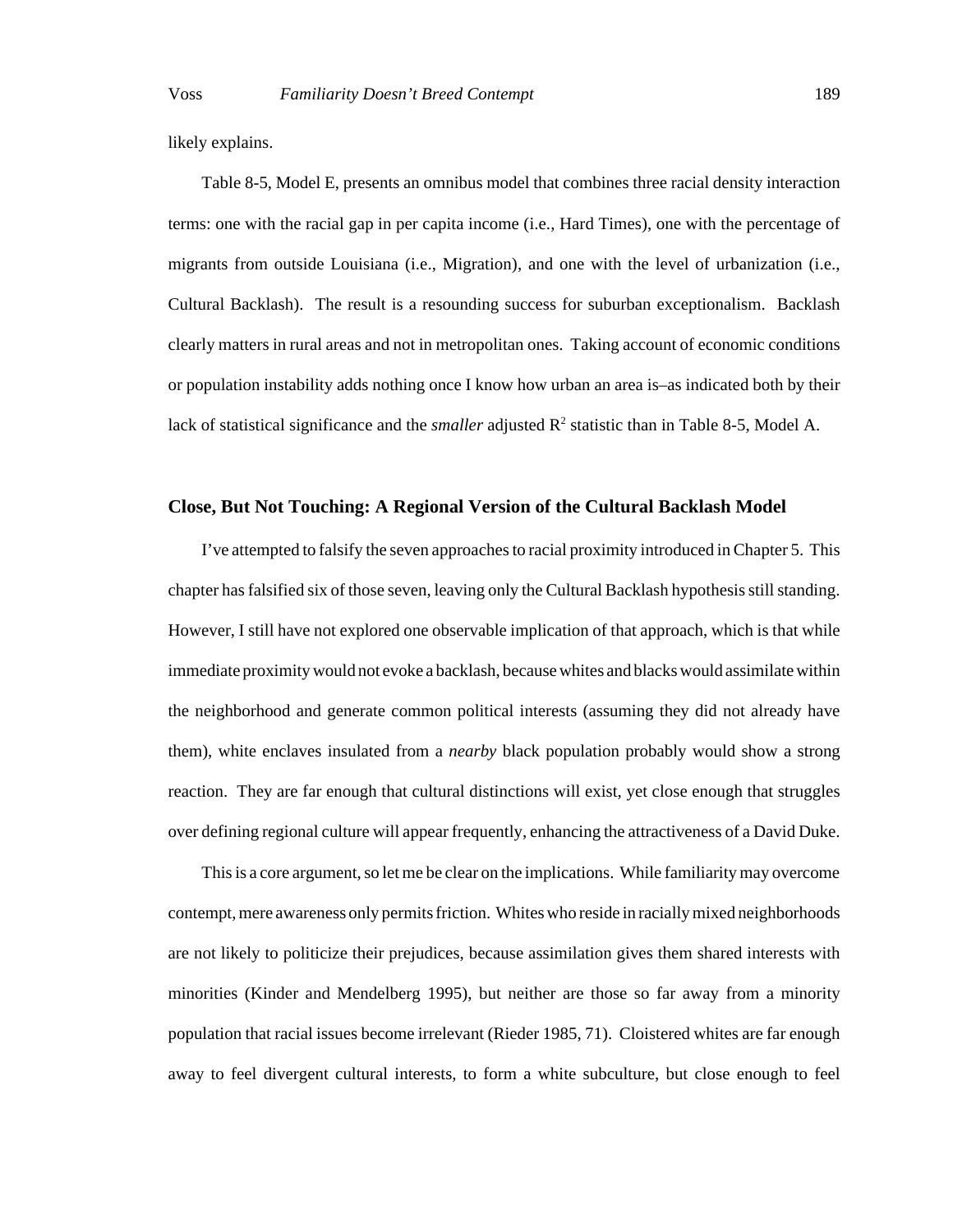likely explains.

Table 8-5, Model E, presents an omnibus model that combines three racial density interaction terms: one with the racial gap in per capita income (i.e., Hard Times), one with the percentage of migrants from outside Louisiana (i.e., Migration), and one with the level of urbanization (i.e., Cultural Backlash). The result is a resounding success for suburban exceptionalism. Backlash clearly matters in rural areas and not in metropolitan ones. Taking account of economic conditions or population instability adds nothing once I know how urban an area is–as indicated both by their lack of statistical significance and the *smaller* adjusted $R^2$ statistic than in Table 8-5, Model A.

### Close, But Not Touching: A Regional Version of the Cultural Backlash Model

I've attempted to falsify the seven approaches to racial proximity introduced in Chapter 5. This chapter has falsified six of those seven, leaving only the Cultural Backlash hypothesis still standing. However, I still have not explored one observable implication of that approach, which is that while immediate proximity would not evoke a backlash, because whites and blacks would assimilate within the neighborhood and generate common political interests (assuming they did not already have them), white enclaves insulated from a *nearby* black population probably would show a strong reaction. They are far enough that cultural distinctions will exist, yet close enough that struggles over defining regional culture will appear frequently, enhancing the attractiveness of a David Duke.

This is a core argument, so let me be clear on the implications. While familiarity may overcome contempt, mere awareness only permits friction. Whites who reside in racially mixed neighborhoods are not likely to politicize their prejudices, because assimilation gives them shared interests with minorities (Kinder and Mendelberg 1995), but neither are those so far away from a minority population that racial issues become irrelevant (Rieder 1985, 71). Cloistered whites are far enough away to feel divergent cultural interests, to form a white subculture, but close enough to feel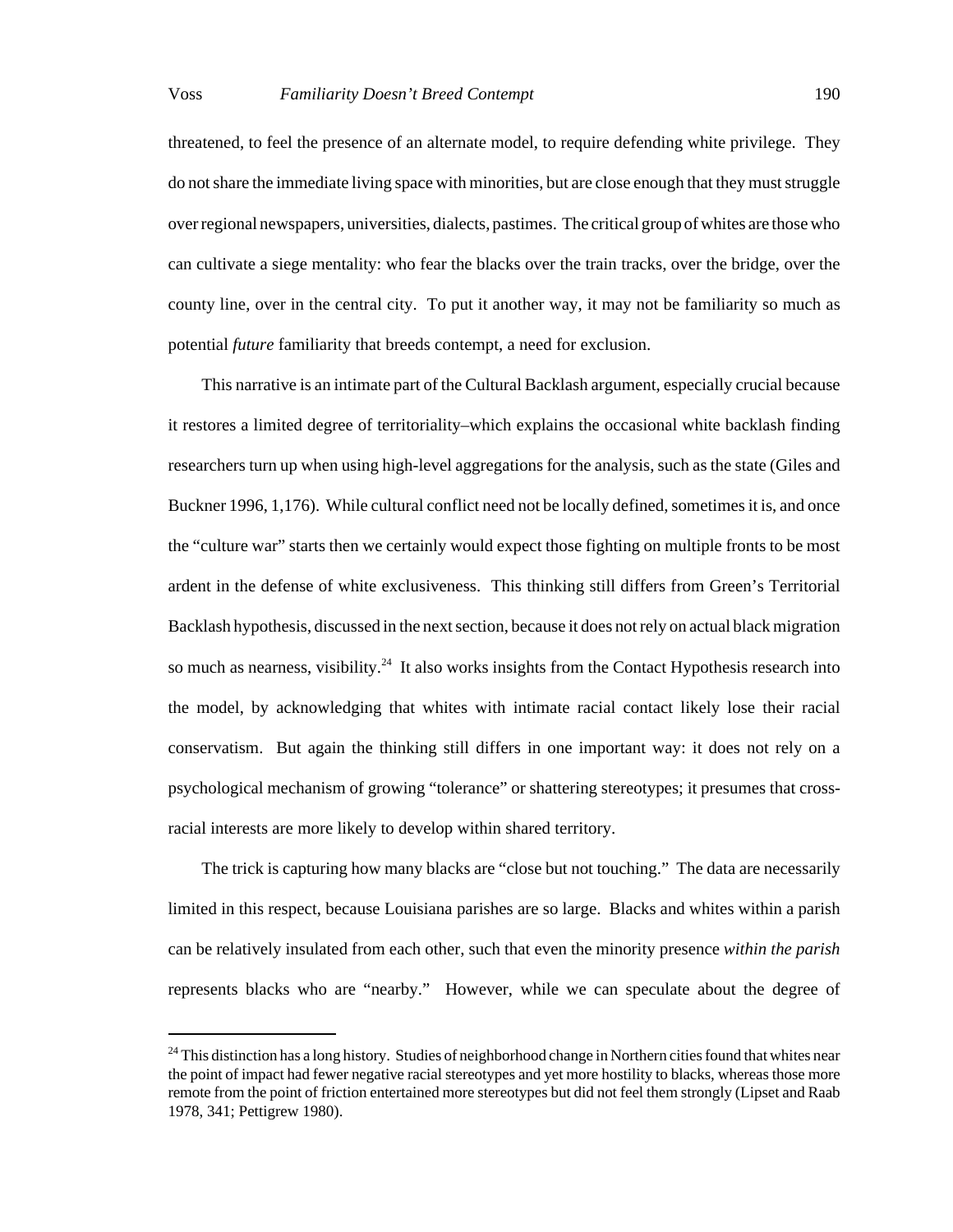threatened, to feel the presence of an alternate model, to require defending white privilege. They do not share the immediate living space with minorities, but are close enough that they must struggle over regional newspapers, universities, dialects, pastimes. The critical group of whites are those who can cultivate a siege mentality: who fear the blacks over the train tracks, over the bridge, over the county line, over in the central city. To put it another way, it may not be familiarity so much as potential *future* familiarity that breeds contempt, a need for exclusion.

This narrative is an intimate part of the Cultural Backlash argument, especially crucial because it restores a limited degree of territoriality–which explains the occasional white backlash finding researchers turn up when using high-level aggregations for the analysis, such as the state (Giles and Buckner 1996, 1,176). While cultural conflict need not be locally defined, sometimes it is, and once the "culture war" starts then we certainly would expect those fighting on multiple fronts to be most ardent in the defense of white exclusiveness. This thinking still differs from Green's Territorial Backlash hypothesis, discussed in the next section, because it does not rely on actual black migration so much as nearness, visibility.[24] It also works insights from the Contact Hypothesis research into the model, by acknowledging that whites with intimate racial contact likely lose their racial conservatism. But again the thinking still differs in one important way: it does not rely on a psychological mechanism of growing "tolerance" or shattering stereotypes; it presumes that cross-racial interests are more likely to develop within shared territory.

The trick is capturing how many blacks are "close but not touching." The data are necessarily limited in this respect, because Louisiana parishes are so large. Blacks and whites within a parish can be relatively insulated from each other, such that even the minority presence *within the parish* represents blacks who are "nearby." However, while we can speculate about the degree of

[24] This distinction has a long history. Studies of neighborhood change in Northern cities found that whites near the point of impact had fewer negative racial stereotypes and yet more hostility to blacks, whereas those more remote from the point of friction entertained more stereotypes but did not feel them strongly (Lipset and Raab 1978, 341; Pettigrew 1980).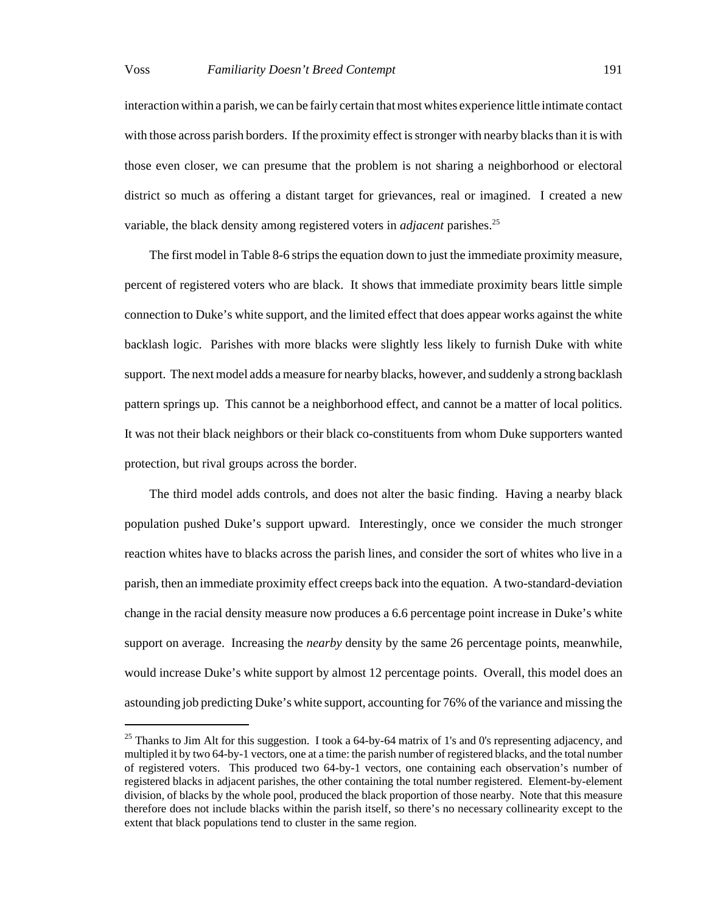interaction within a parish, we can be fairly certain that most whites experience little intimate contact with those across parish borders. If the proximity effect is stronger with nearby blacks than it is with those even closer, we can presume that the problem is not sharing a neighborhood or electoral district so much as offering a distant target for grievances, real or imagined. I created a new variable, the black density among registered voters in *adjacent* parishes.[25]

The first model in Table 8-6 strips the equation down to just the immediate proximity measure, percent of registered voters who are black. It shows that immediate proximity bears little simple connection to Duke's white support, and the limited effect that does appear works against the white backlash logic. Parishes with more blacks were slightly less likely to furnish Duke with white support. The next model adds a measure for nearby blacks, however, and suddenly a strong backlash pattern springs up. This cannot be a neighborhood effect, and cannot be a matter of local politics. It was not their black neighbors or their black co-constituents from whom Duke supporters wanted protection, but rival groups across the border.

The third model adds controls, and does not alter the basic finding. Having a nearby black population pushed Duke's support upward. Interestingly, once we consider the much stronger reaction whites have to blacks across the parish lines, and consider the sort of whites who live in a parish, then an immediate proximity effect creeps back into the equation. A two-standard-deviation change in the racial density measure now produces a 6.6 percentage point increase in Duke's white support on average. Increasing the *nearby* density by the same 26 percentage points, meanwhile, would increase Duke's white support by almost 12 percentage points. Overall, this model does an astounding job predicting Duke's white support, accounting for 76% of the variance and missing the

[25] Thanks to Jim Alt for this suggestion. I took a 64-by-64 matrix of 1's and 0's representing adjacency, and multipled it by two 64-by-1 vectors, one at a time: the parish number of registered blacks, and the total number of registered voters. This produced two 64-by-1 vectors, one containing each observation's number of registered blacks in adjacent parishes, the other containing the total number registered. Element-by-element division, of blacks by the whole pool, produced the black proportion of those nearby. Note that this measure therefore does not include blacks within the parish itself, so there's no necessary collinearity except to the extent that black populations tend to cluster in the same region.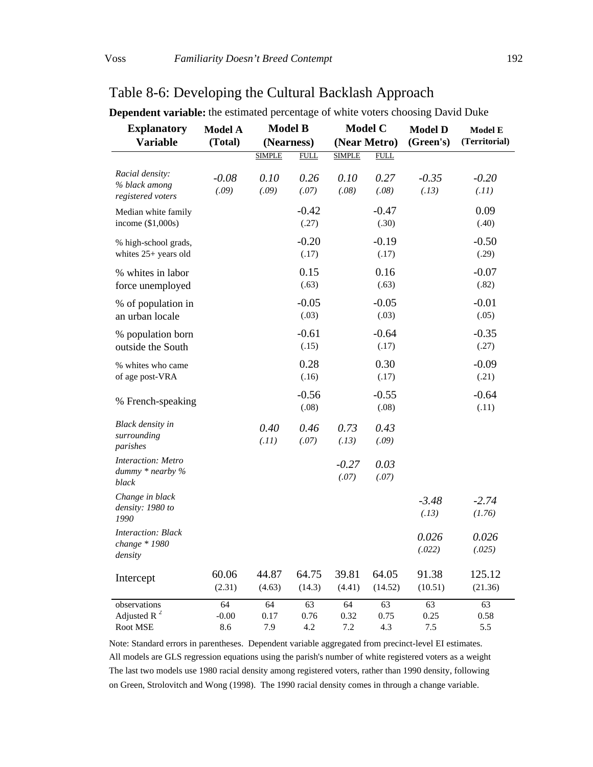## Table 8-6: Developing the Cultural Backlash Approach

**Dependent variable:** the estimated percentage of white voters choosing David Duke

| Explanatory Variable | Model A (Total) | Model B (Nearness) | | Model C (Near Metro) | | Model D (Green's) | Model E (Territorial) |
|---|---|---|---|---|---|---|---|
| | | SIMPLE | FULL | SIMPLE | FULL | | |
| *Racial density: % black among registered voters* | *-0.08* *(.09)* | *0.10* *(.09)* | *0.26* *(.07)* | *0.10* *(.08)* | *0.27* *(.08)* | *-0.35* *(.13)* | *-0.20* *(.11)* |
| Median white family income ($1,000s) | | | -0.42 (.27) | | -0.47 (.30) | | 0.09 (.40) |
| % high-school grads, whites 25+ years old | | | -0.20 (.17) | | -0.19 (.17) | | -0.50 (.29) |
| % whites in labor force unemployed | | | 0.15 (.63) | | 0.16 (.63) | | -0.07 (.82) |
| % of population in an urban locale | | | -0.05 (.03) | | -0.05 (.03) | | -0.01 (.05) |
| % population born outside the South | | | -0.61 (.15) | | -0.64 (.17) | | -0.35 (.27) |
| % whites who came of age post-VRA | | | 0.28 (.16) | | 0.30 (.17) | | -0.09 (.21) |
| % French-speaking | | | -0.56 (.08) | | -0.55 (.08) | | -0.64 (.11) |
| *Black density in surrounding parishes* | | *0.40* *(.11)* | *0.46* *(.07)* | *0.73* *(.13)* | *0.43* *(.09)* | | |
| *Interaction: Metro dummy * nearby % black* | | | | *-0.27* *(.07)* | *0.03* *(.07)* | | |
| *Change in black density: 1980 to 1990* | | | | | | *-3.48* *(.13)* | *-2.74* *(1.76)* |
| *Interaction: Black change * 1980 density* | | | | | | *0.026* *(.022)* | *0.026* *(.025)* |
| Intercept | 60.06 (2.31) | 44.87 (4.63) | 64.75 (14.3) | 39.81 (4.41) | 64.05 (14.52) | 91.38 (10.51) | 125.12 (21.36) |
| observations | 64 | 64 | 63 | 64 | 63 | 63 | 63 |
| Adjusted $R^2$ | -0.00 | 0.17 | 0.76 | 0.32 | 0.75 | 0.25 | 0.58 |
| Root MSE | 8.6 | 7.9 | 4.2 | 7.2 | 4.3 | 7.5 | 5.5 |

Note: Standard errors in parentheses. Dependent variable aggregated from precinct-level EI estimates. All models are GLS regression equations using the parish's number of white registered voters as a weight The last two models use 1980 racial density among registered voters, rather than 1990 density, following on Green, Strolovitch and Wong (1998). The 1990 racial density comes in through a change variable.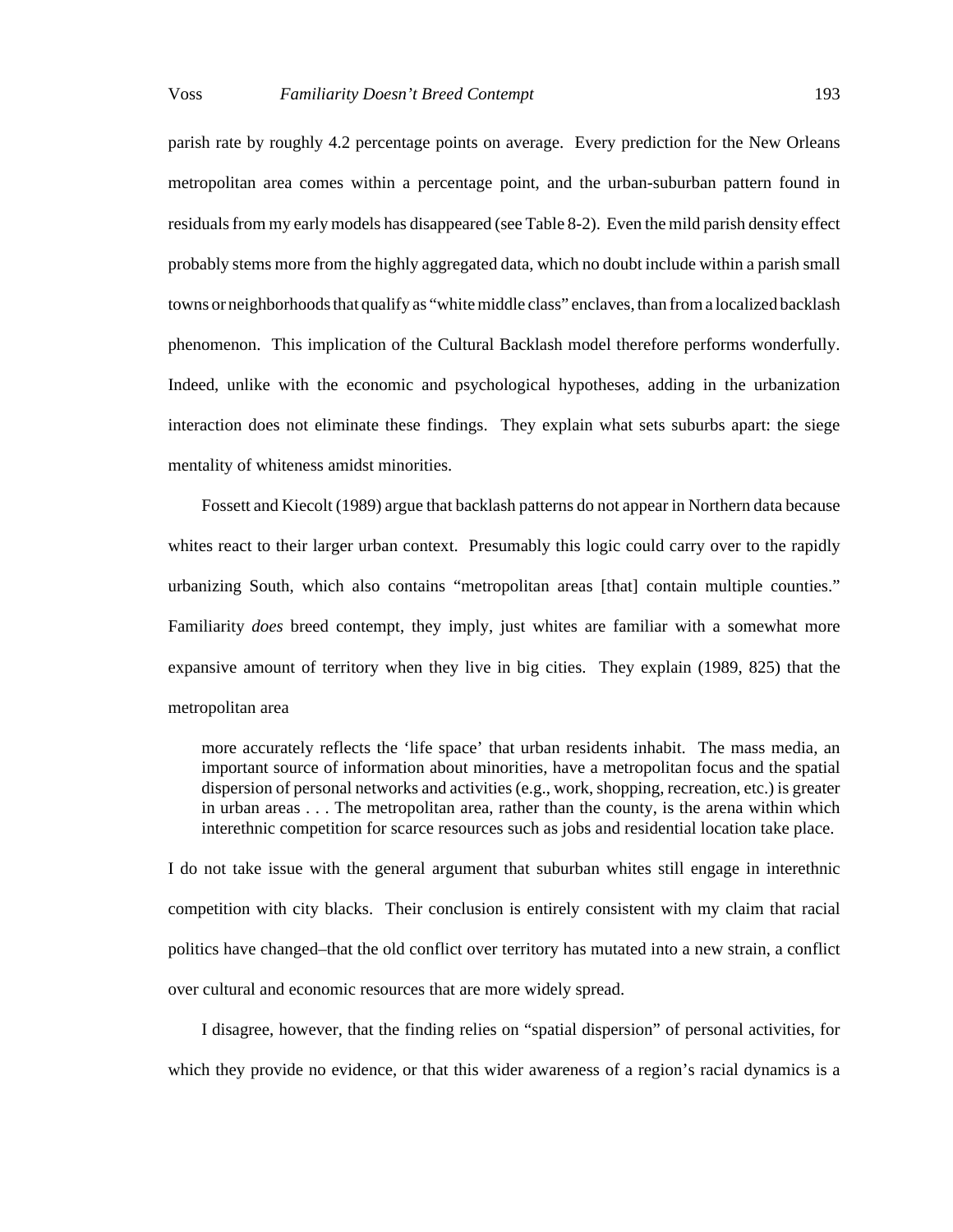parish rate by roughly 4.2 percentage points on average. Every prediction for the New Orleans metropolitan area comes within a percentage point, and the urban-suburban pattern found in residuals from my early models has disappeared (see Table 8-2). Even the mild parish density effect probably stems more from the highly aggregated data, which no doubt include within a parish small towns or neighborhoods that qualify as "white middle class" enclaves, than from a localized backlash phenomenon. This implication of the Cultural Backlash model therefore performs wonderfully. Indeed, unlike with the economic and psychological hypotheses, adding in the urbanization interaction does not eliminate these findings. They explain what sets suburbs apart: the siege mentality of whiteness amidst minorities.

Fossett and Kiecolt (1989) argue that backlash patterns do not appear in Northern data because whites react to their larger urban context. Presumably this logic could carry over to the rapidly urbanizing South, which also contains "metropolitan areas [that] contain multiple counties." Familiarity *does* breed contempt, they imply, just whites are familiar with a somewhat more expansive amount of territory when they live in big cities. They explain (1989, 825) that the metropolitan area

> more accurately reflects the 'life space' that urban residents inhabit. The mass media, an important source of information about minorities, have a metropolitan focus and the spatial dispersion of personal networks and activities (e.g., work, shopping, recreation, etc.) is greater in urban areas . . . The metropolitan area, rather than the county, is the arena within which interethnic competition for scarce resources such as jobs and residential location take place.

I do not take issue with the general argument that suburban whites still engage in interethnic competition with city blacks. Their conclusion is entirely consistent with my claim that racial politics have changed–that the old conflict over territory has mutated into a new strain, a conflict over cultural and economic resources that are more widely spread.

I disagree, however, that the finding relies on "spatial dispersion" of personal activities, for which they provide no evidence, or that this wider awareness of a region's racial dynamics is a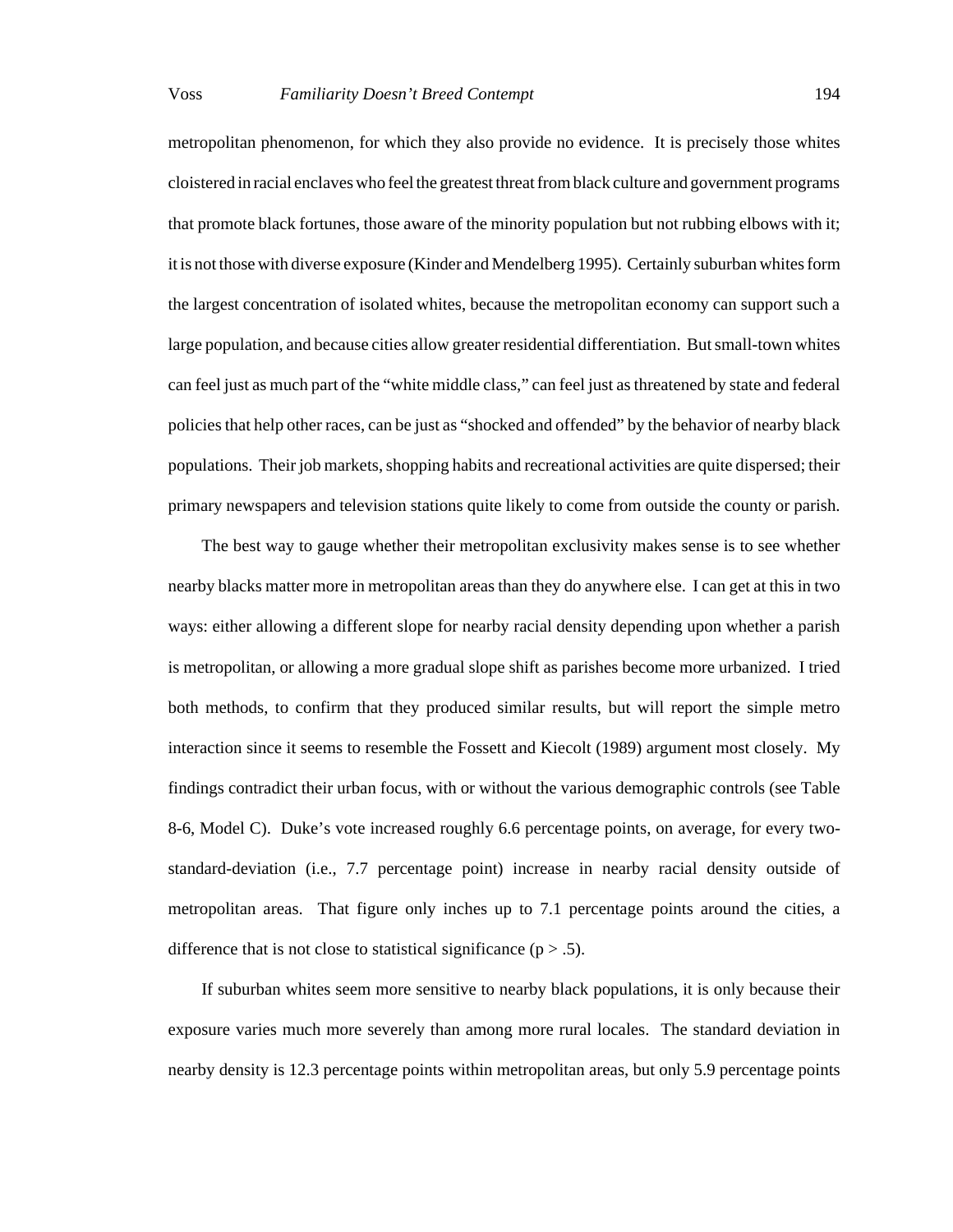metropolitan phenomenon, for which they also provide no evidence. It is precisely those whites cloistered in racial enclaves who feel the greatest threat from black culture and government programs that promote black fortunes, those aware of the minority population but not rubbing elbows with it; it is not those with diverse exposure (Kinder and Mendelberg 1995). Certainly suburban whites form the largest concentration of isolated whites, because the metropolitan economy can support such a large population, and because cities allow greater residential differentiation. But small-town whites can feel just as much part of the "white middle class," can feel just as threatened by state and federal policies that help other races, can be just as "shocked and offended" by the behavior of nearby black populations. Their job markets, shopping habits and recreational activities are quite dispersed; their primary newspapers and television stations quite likely to come from outside the county or parish.

The best way to gauge whether their metropolitan exclusivity makes sense is to see whether nearby blacks matter more in metropolitan areas than they do anywhere else. I can get at this in two ways: either allowing a different slope for nearby racial density depending upon whether a parish is metropolitan, or allowing a more gradual slope shift as parishes become more urbanized. I tried both methods, to confirm that they produced similar results, but will report the simple metro interaction since it seems to resemble the Fossett and Kiecolt (1989) argument most closely. My findings contradict their urban focus, with or without the various demographic controls (see Table 8-6, Model C). Duke's vote increased roughly 6.6 percentage points, on average, for every two-standard-deviation (i.e., 7.7 percentage point) increase in nearby racial density outside of metropolitan areas. That figure only inches up to 7.1 percentage points around the cities, a difference that is not close to statistical significance ($p > .5$).

If suburban whites seem more sensitive to nearby black populations, it is only because their exposure varies much more severely than among more rural locales. The standard deviation in nearby density is 12.3 percentage points within metropolitan areas, but only 5.9 percentage points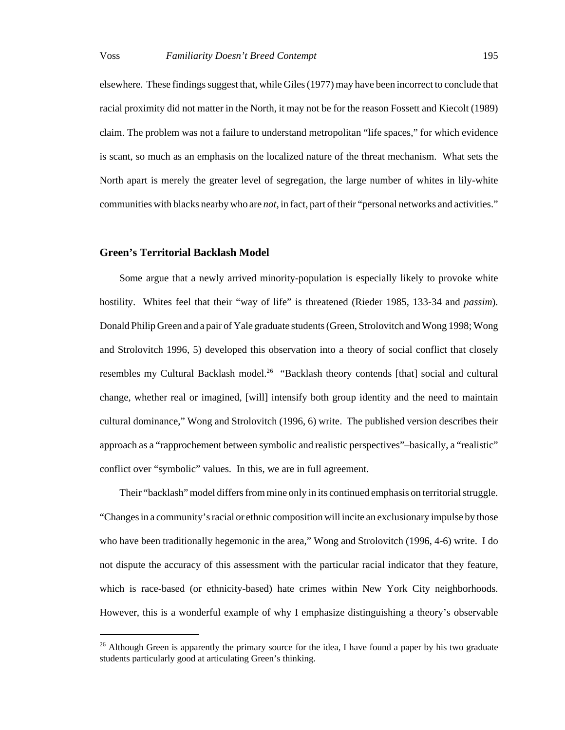elsewhere. These findings suggest that, while Giles (1977) may have been incorrect to conclude that racial proximity did not matter in the North, it may not be for the reason Fossett and Kiecolt (1989) claim. The problem was not a failure to understand metropolitan "life spaces," for which evidence is scant, so much as an emphasis on the localized nature of the threat mechanism. What sets the North apart is merely the greater level of segregation, the large number of whites in lily-white communities with blacks nearby who are *not*, in fact, part of their "personal networks and activities."

### Green's Territorial Backlash Model

Some argue that a newly arrived minority-population is especially likely to provoke white hostility. Whites feel that their "way of life" is threatened (Rieder 1985, 133-34 and *passim*). Donald Philip Green and a pair of Yale graduate students (Green, Strolovitch and Wong 1998; Wong and Strolovitch 1996, 5) developed this observation into a theory of social conflict that closely resembles my Cultural Backlash model.[26] "Backlash theory contends [that] social and cultural change, whether real or imagined, [will] intensify both group identity and the need to maintain cultural dominance," Wong and Strolovitch (1996, 6) write. The published version describes their approach as a "rapprochement between symbolic and realistic perspectives"–basically, a "realistic" conflict over "symbolic" values. In this, we are in full agreement.

Their "backlash" model differs from mine only in its continued emphasis on territorial struggle. "Changes in a community's racial or ethnic composition will incite an exclusionary impulse by those who have been traditionally hegemonic in the area," Wong and Strolovitch (1996, 4-6) write. I do not dispute the accuracy of this assessment with the particular racial indicator that they feature, which is race-based (or ethnicity-based) hate crimes within New York City neighborhoods. However, this is a wonderful example of why I emphasize distinguishing a theory's observable

[26] Although Green is apparently the primary source for the idea, I have found a paper by his two graduate students particularly good at articulating Green's thinking.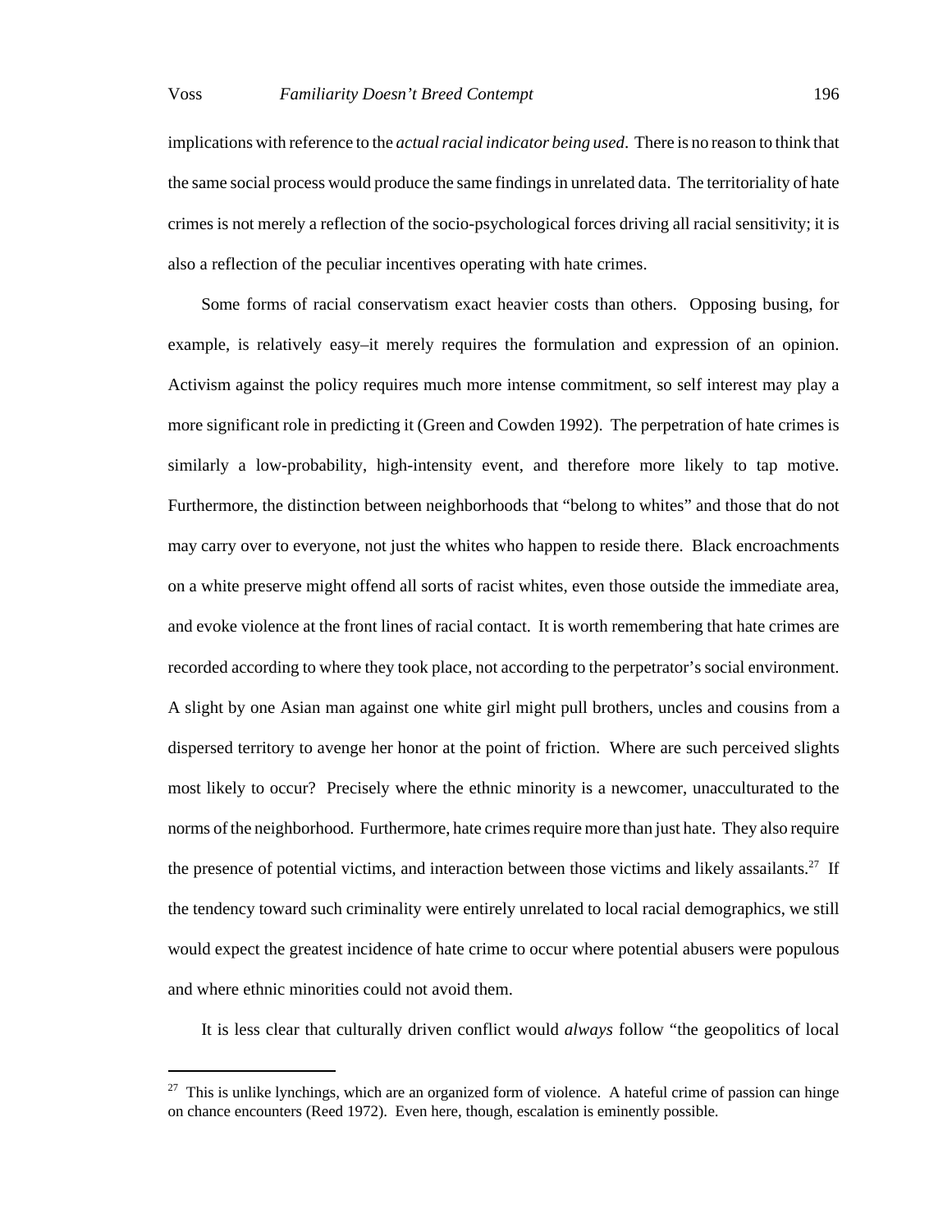implications with reference to the *actual racial indicator being used*. There is no reason to think that the same social process would produce the same findings in unrelated data. The territoriality of hate crimes is not merely a reflection of the socio-psychological forces driving all racial sensitivity; it is also a reflection of the peculiar incentives operating with hate crimes.

Some forms of racial conservatism exact heavier costs than others. Opposing busing, for example, is relatively easy–it merely requires the formulation and expression of an opinion. Activism against the policy requires much more intense commitment, so self interest may play a more significant role in predicting it (Green and Cowden 1992). The perpetration of hate crimes is similarly a low-probability, high-intensity event, and therefore more likely to tap motive. Furthermore, the distinction between neighborhoods that "belong to whites" and those that do not may carry over to everyone, not just the whites who happen to reside there. Black encroachments on a white preserve might offend all sorts of racist whites, even those outside the immediate area, and evoke violence at the front lines of racial contact. It is worth remembering that hate crimes are recorded according to where they took place, not according to the perpetrator's social environment. A slight by one Asian man against one white girl might pull brothers, uncles and cousins from a dispersed territory to avenge her honor at the point of friction. Where are such perceived slights most likely to occur? Precisely where the ethnic minority is a newcomer, unacculturated to the norms of the neighborhood. Furthermore, hate crimes require more than just hate. They also require the presence of potential victims, and interaction between those victims and likely assailants.[27] If the tendency toward such criminality were entirely unrelated to local racial demographics, we still would expect the greatest incidence of hate crime to occur where potential abusers were populous and where ethnic minorities could not avoid them.

It is less clear that culturally driven conflict would *always* follow "the geopolitics of local

---

[27] This is unlike lynchings, which are an organized form of violence. A hateful crime of passion can hinge on chance encounters (Reed 1972). Even here, though, escalation is eminently possible.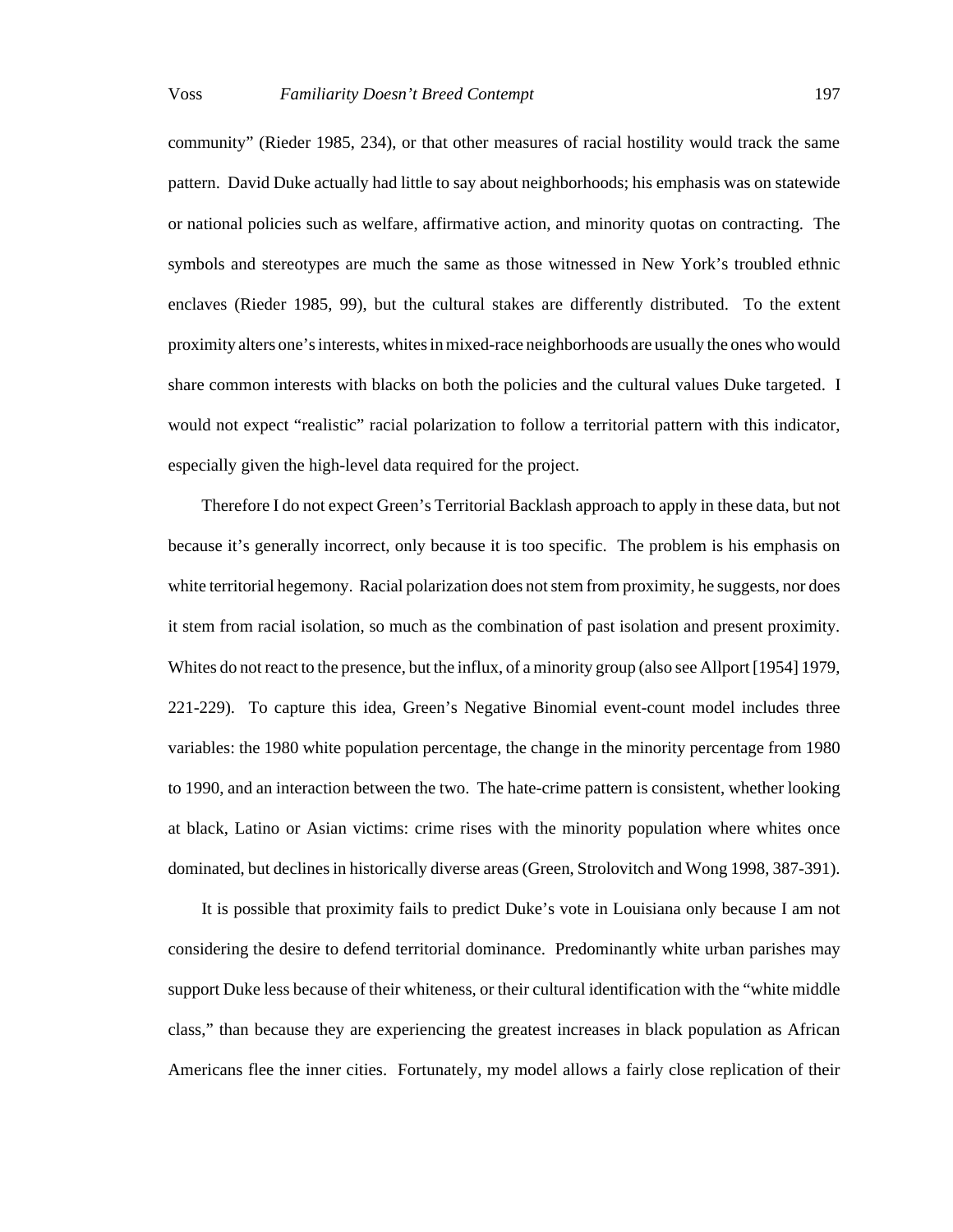community" (Rieder 1985, 234), or that other measures of racial hostility would track the same pattern. David Duke actually had little to say about neighborhoods; his emphasis was on statewide or national policies such as welfare, affirmative action, and minority quotas on contracting. The symbols and stereotypes are much the same as those witnessed in New York's troubled ethnic enclaves (Rieder 1985, 99), but the cultural stakes are differently distributed. To the extent proximity alters one's interests, whites in mixed-race neighborhoods are usually the ones who would share common interests with blacks on both the policies and the cultural values Duke targeted. I would not expect "realistic" racial polarization to follow a territorial pattern with this indicator, especially given the high-level data required for the project.

Therefore I do not expect Green's Territorial Backlash approach to apply in these data, but not because it's generally incorrect, only because it is too specific. The problem is his emphasis on white territorial hegemony. Racial polarization does not stem from proximity, he suggests, nor does it stem from racial isolation, so much as the combination of past isolation and present proximity. Whites do not react to the presence, but the influx, of a minority group (also see Allport [1954] 1979, 221-229). To capture this idea, Green's Negative Binomial event-count model includes three variables: the 1980 white population percentage, the change in the minority percentage from 1980 to 1990, and an interaction between the two. The hate-crime pattern is consistent, whether looking at black, Latino or Asian victims: crime rises with the minority population where whites once dominated, but declines in historically diverse areas (Green, Strolovitch and Wong 1998, 387-391).

It is possible that proximity fails to predict Duke's vote in Louisiana only because I am not considering the desire to defend territorial dominance. Predominantly white urban parishes may support Duke less because of their whiteness, or their cultural identification with the "white middle class," than because they are experiencing the greatest increases in black population as African Americans flee the inner cities. Fortunately, my model allows a fairly close replication of their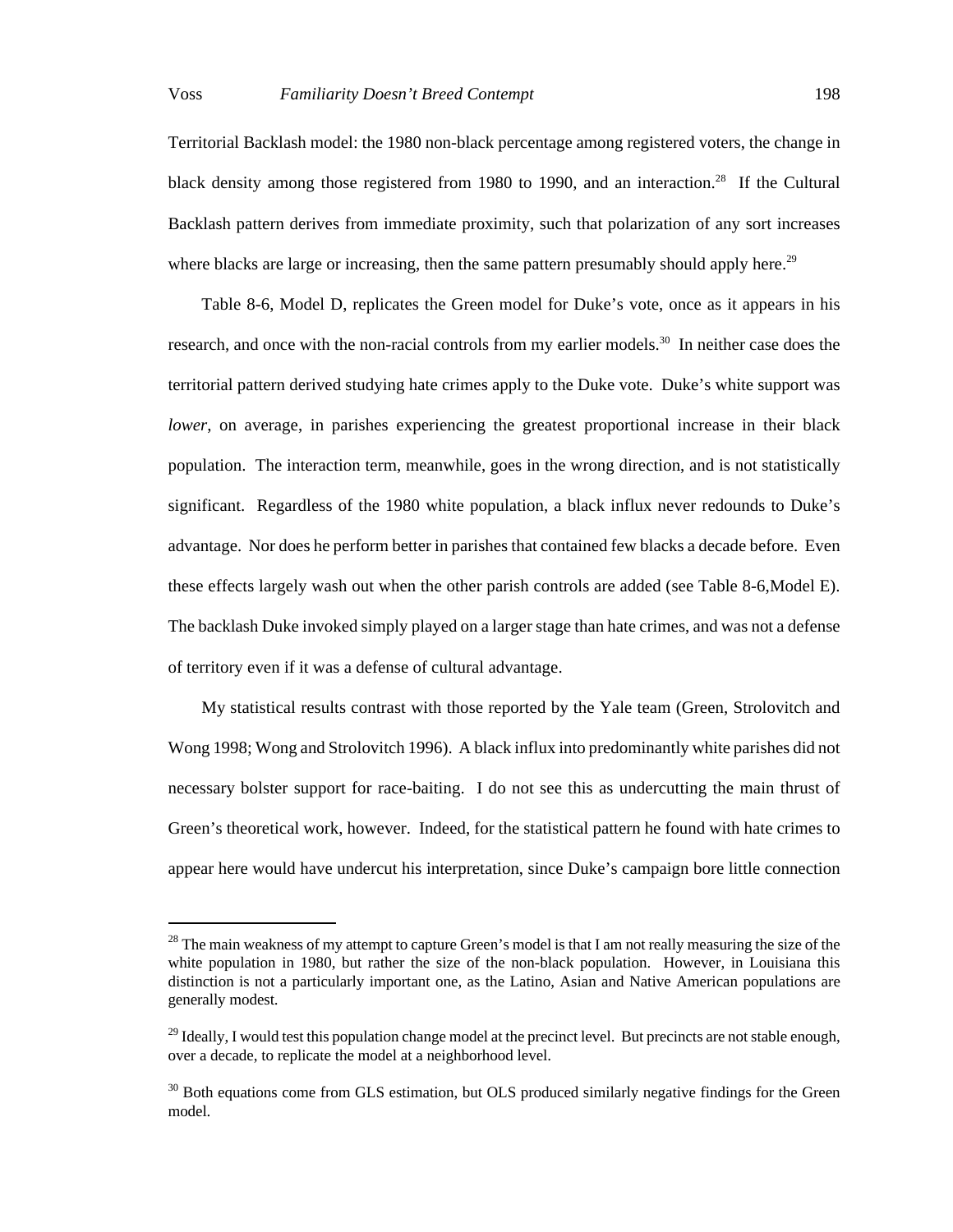Territorial Backlash model: the 1980 non-black percentage among registered voters, the change in black density among those registered from 1980 to 1990, and an interaction.[28] If the Cultural Backlash pattern derives from immediate proximity, such that polarization of any sort increases where blacks are large or increasing, then the same pattern presumably should apply here.[29]

Table 8-6, Model D, replicates the Green model for Duke's vote, once as it appears in his research, and once with the non-racial controls from my earlier models.[30] In neither case does the territorial pattern derived studying hate crimes apply to the Duke vote. Duke's white support was *lower*, on average, in parishes experiencing the greatest proportional increase in their black population. The interaction term, meanwhile, goes in the wrong direction, and is not statistically significant. Regardless of the 1980 white population, a black influx never redounds to Duke's advantage. Nor does he perform better in parishes that contained few blacks a decade before. Even these effects largely wash out when the other parish controls are added (see Table 8-6,Model E). The backlash Duke invoked simply played on a larger stage than hate crimes, and was not a defense of territory even if it was a defense of cultural advantage.

My statistical results contrast with those reported by the Yale team (Green, Strolovitch and Wong 1998; Wong and Strolovitch 1996). A black influx into predominantly white parishes did not necessary bolster support for race-baiting. I do not see this as undercutting the main thrust of Green's theoretical work, however. Indeed, for the statistical pattern he found with hate crimes to appear here would have undercut his interpretation, since Duke's campaign bore little connection

---

[28] The main weakness of my attempt to capture Green's model is that I am not really measuring the size of the white population in 1980, but rather the size of the non-black population. However, in Louisiana this distinction is not a particularly important one, as the Latino, Asian and Native American populations are generally modest.

[29] Ideally, I would test this population change model at the precinct level. But precincts are not stable enough, over a decade, to replicate the model at a neighborhood level.

[30] Both equations come from GLS estimation, but OLS produced similarly negative findings for the Green model.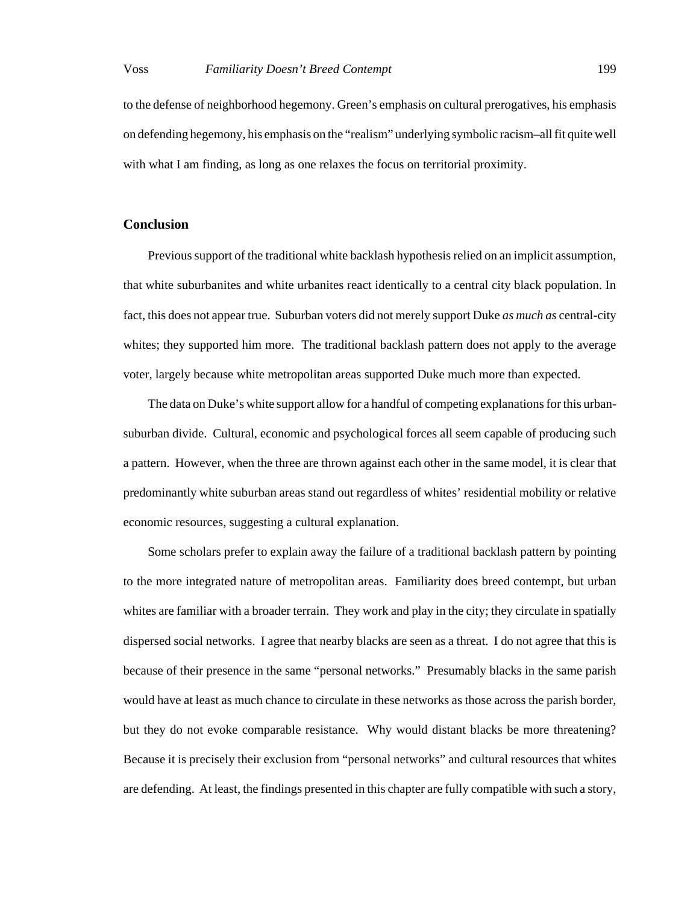to the defense of neighborhood hegemony. Green's emphasis on cultural prerogatives, his emphasis on defending hegemony, his emphasis on the "realism" underlying symbolic racism–all fit quite well with what I am finding, as long as one relaxes the focus on territorial proximity.

## Conclusion

Previous support of the traditional white backlash hypothesis relied on an implicit assumption, that white suburbanites and white urbanites react identically to a central city black population. In fact, this does not appear true. Suburban voters did not merely support Duke *as much as* central-city whites; they supported him more. The traditional backlash pattern does not apply to the average voter, largely because white metropolitan areas supported Duke much more than expected.

The data on Duke's white support allow for a handful of competing explanations for this urban-suburban divide. Cultural, economic and psychological forces all seem capable of producing such a pattern. However, when the three are thrown against each other in the same model, it is clear that predominantly white suburban areas stand out regardless of whites' residential mobility or relative economic resources, suggesting a cultural explanation.

Some scholars prefer to explain away the failure of a traditional backlash pattern by pointing to the more integrated nature of metropolitan areas. Familiarity does breed contempt, but urban whites are familiar with a broader terrain. They work and play in the city; they circulate in spatially dispersed social networks. I agree that nearby blacks are seen as a threat. I do not agree that this is because of their presence in the same "personal networks." Presumably blacks in the same parish would have at least as much chance to circulate in these networks as those across the parish border, but they do not evoke comparable resistance. Why would distant blacks be more threatening? Because it is precisely their exclusion from "personal networks" and cultural resources that whites are defending. At least, the findings presented in this chapter are fully compatible with such a story,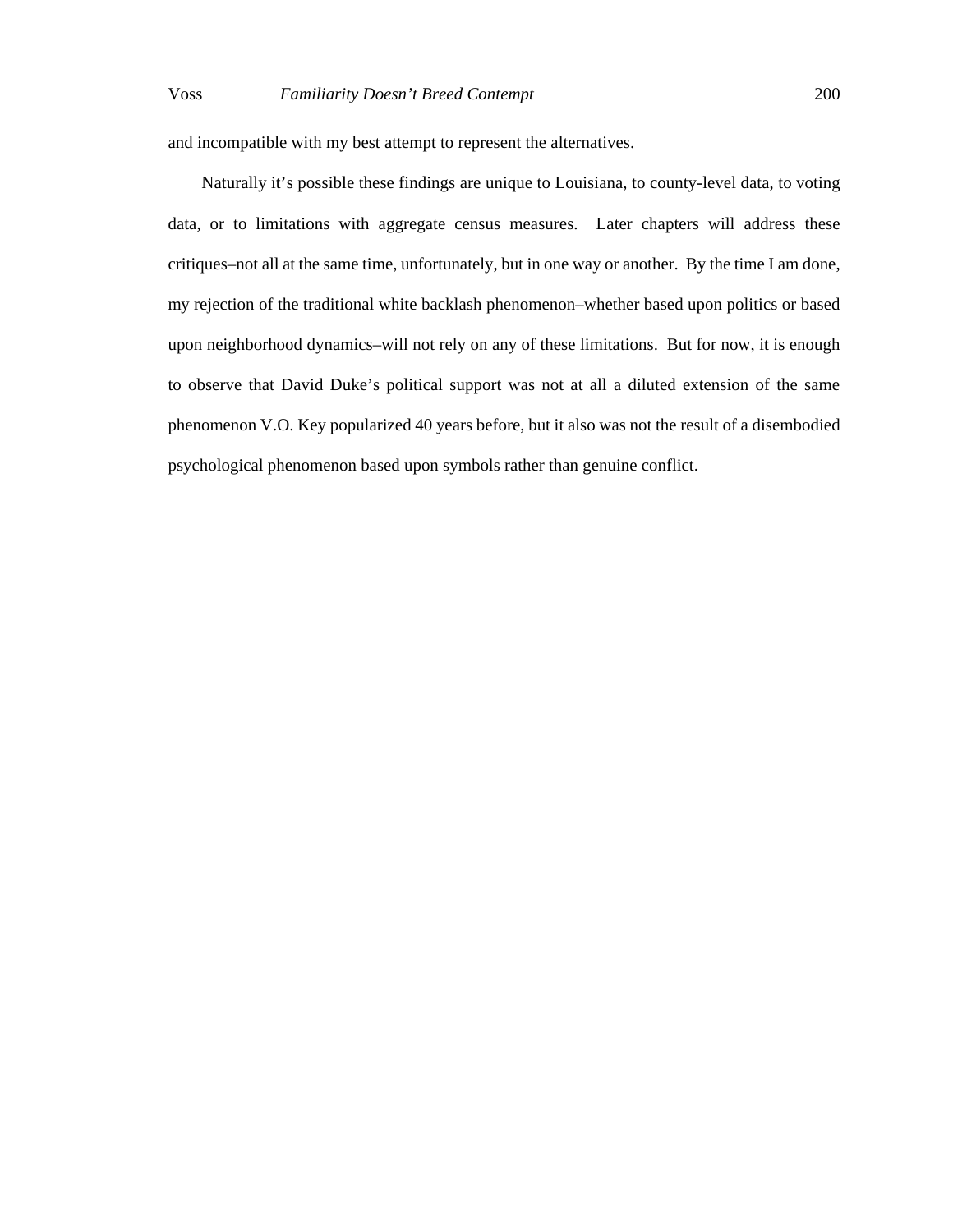and incompatible with my best attempt to represent the alternatives.

Naturally it's possible these findings are unique to Louisiana, to county-level data, to voting data, or to limitations with aggregate census measures. Later chapters will address these critiques–not all at the same time, unfortunately, but in one way or another. By the time I am done, my rejection of the traditional white backlash phenomenon–whether based upon politics or based upon neighborhood dynamics–will not rely on any of these limitations. But for now, it is enough to observe that David Duke's political support was not at all a diluted extension of the same phenomenon V.O. Key popularized 40 years before, but it also was not the result of a disembodied psychological phenomenon based upon symbols rather than genuine conflict.